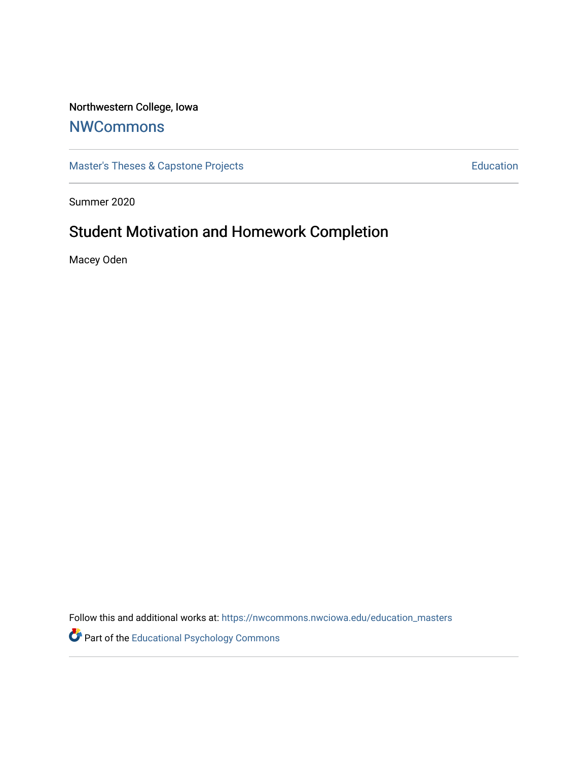Northwestern College, Iowa

# NWCommons

Master's Theses & Capstone Projects

Education

Summer 2020

## Student Motivation and Homework Completion

Macey Oden

Follow this and additional works at: https://nwcommons.nwciowa.edu/education_masters

Part of the Educational Psychology Commons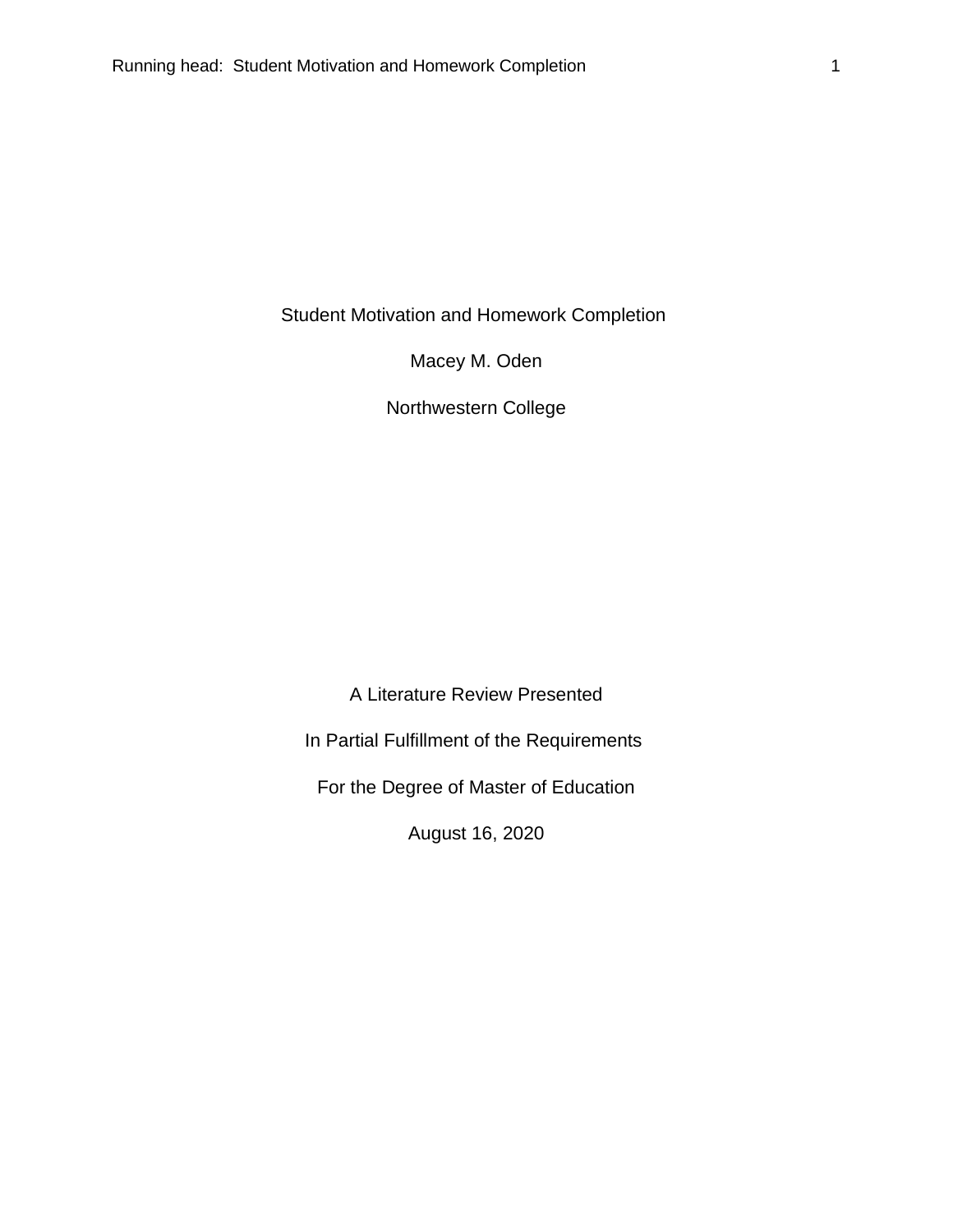Student Motivation and Homework Completion

Macey M. Oden

Northwestern College

A Literature Review Presented

In Partial Fulfillment of the Requirements

For the Degree of Master of Education

August 16, 2020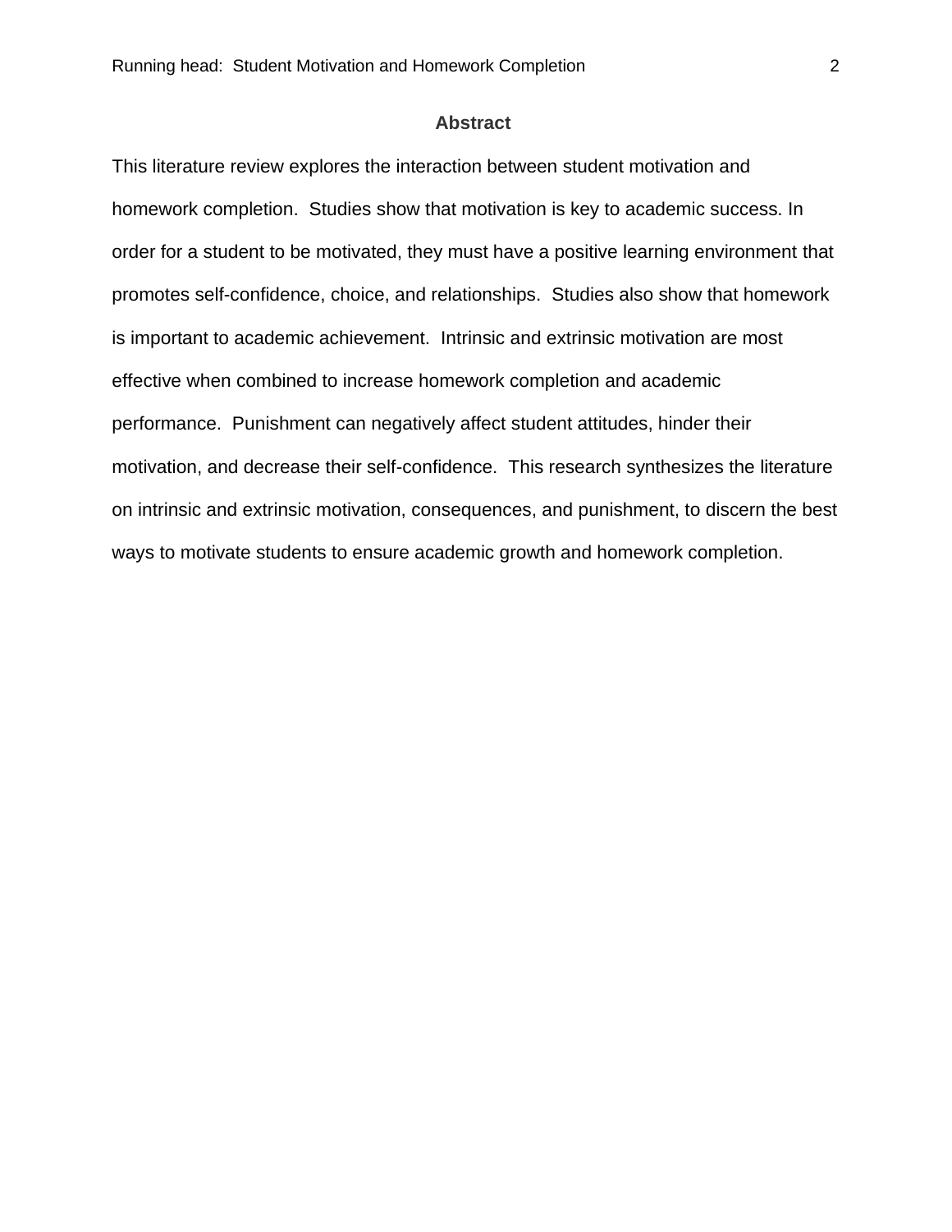## Abstract

This literature review explores the interaction between student motivation and homework completion. Studies show that motivation is key to academic success. In order for a student to be motivated, they must have a positive learning environment that promotes self-confidence, choice, and relationships. Studies also show that homework is important to academic achievement. Intrinsic and extrinsic motivation are most effective when combined to increase homework completion and academic performance. Punishment can negatively affect student attitudes, hinder their motivation, and decrease their self-confidence. This research synthesizes the literature on intrinsic and extrinsic motivation, consequences, and punishment, to discern the best ways to motivate students to ensure academic growth and homework completion.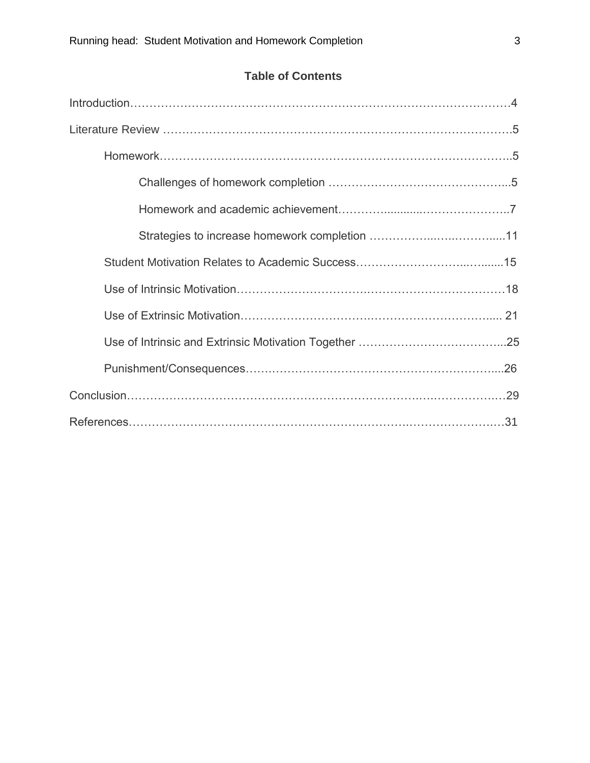## Table of Contents

Introduction……………………………………………………………………………………4

Literature Review ……………………………………………………………………………….5

- Homework……………………………………………………………………………..5
  - Challenges of homework completion ………………………………………...5
  - Homework and academic achievement……….............…………………..7
  - Strategies to increase homework completion ……………..…..……….....11
- Student Motivation Relates to Academic Success……………………..….......15
- Use of Intrinsic Motivation…………………………………………………………18
- Use of Extrinsic Motivation……………………………………………………...... 21
- Use of Intrinsic and Extrinsic Motivation Together ………………………………..25
- Punishment/Consequences…….……………………………………………….....26

Conclusion………………………………………………………………………………………29

References………………………………………………………………………………………31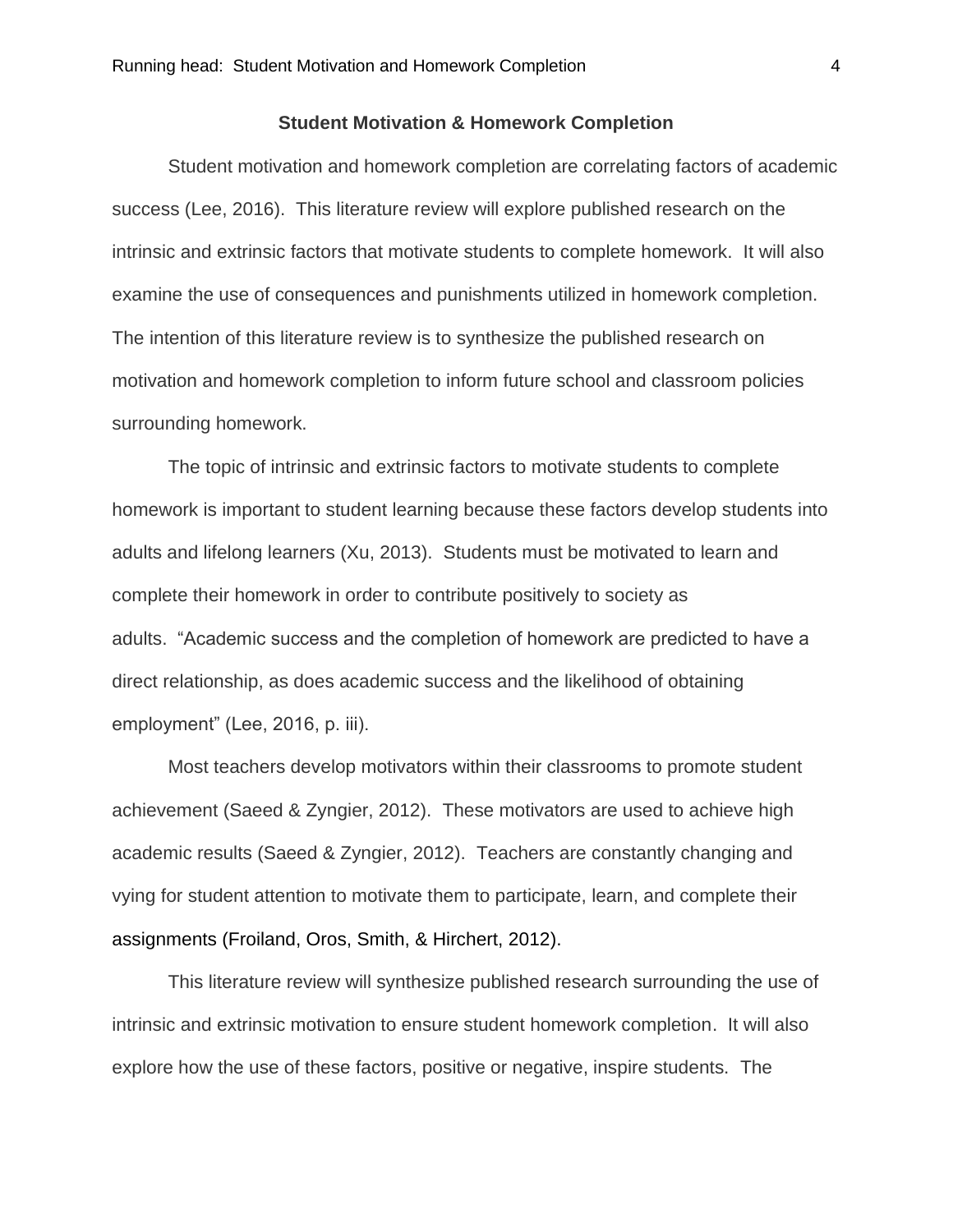## Student Motivation & Homework Completion

Student motivation and homework completion are correlating factors of academic success (Lee, 2016). This literature review will explore published research on the intrinsic and extrinsic factors that motivate students to complete homework. It will also examine the use of consequences and punishments utilized in homework completion. The intention of this literature review is to synthesize the published research on motivation and homework completion to inform future school and classroom policies surrounding homework.

The topic of intrinsic and extrinsic factors to motivate students to complete homework is important to student learning because these factors develop students into adults and lifelong learners (Xu, 2013). Students must be motivated to learn and complete their homework in order to contribute positively to society as adults. "Academic success and the completion of homework are predicted to have a direct relationship, as does academic success and the likelihood of obtaining employment" (Lee, 2016, p. iii).

Most teachers develop motivators within their classrooms to promote student achievement (Saeed & Zyngier, 2012). These motivators are used to achieve high academic results (Saeed & Zyngier, 2012). Teachers are constantly changing and vying for student attention to motivate them to participate, learn, and complete their assignments (Froiland, Oros, Smith, & Hirchert, 2012).

This literature review will synthesize published research surrounding the use of intrinsic and extrinsic motivation to ensure student homework completion. It will also explore how the use of these factors, positive or negative, inspire students. The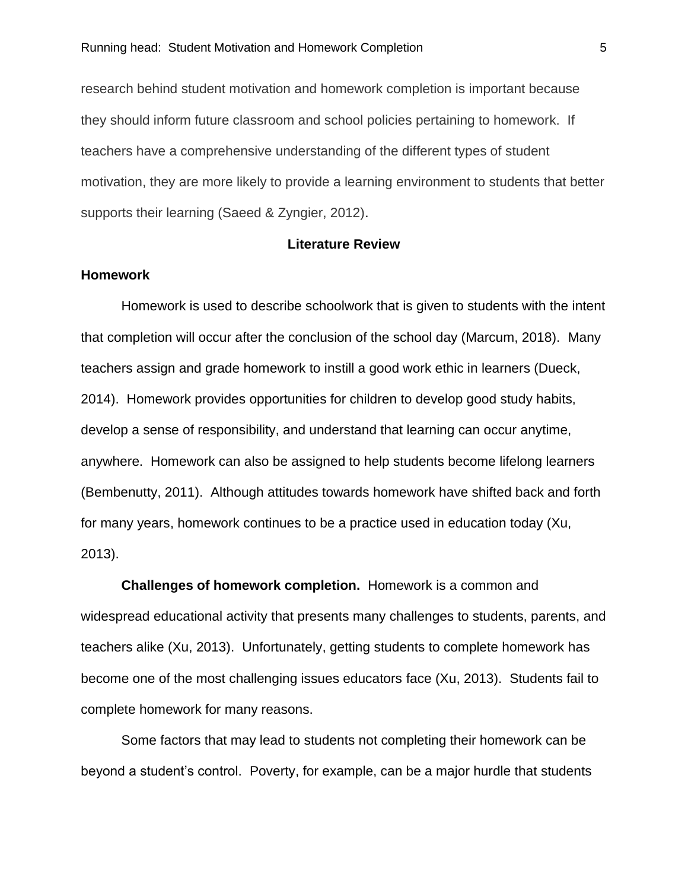research behind student motivation and homework completion is important because they should inform future classroom and school policies pertaining to homework. If teachers have a comprehensive understanding of the different types of student motivation, they are more likely to provide a learning environment to students that better supports their learning (Saeed & Zyngier, 2012).

## Literature Review

### Homework

Homework is used to describe schoolwork that is given to students with the intent that completion will occur after the conclusion of the school day (Marcum, 2018). Many teachers assign and grade homework to instill a good work ethic in learners (Dueck, 2014). Homework provides opportunities for children to develop good study habits, develop a sense of responsibility, and understand that learning can occur anytime, anywhere. Homework can also be assigned to help students become lifelong learners (Bembenutty, 2011). Although attitudes towards homework have shifted back and forth for many years, homework continues to be a practice used in education today (Xu, 2013).

**Challenges of homework completion.** Homework is a common and widespread educational activity that presents many challenges to students, parents, and teachers alike (Xu, 2013). Unfortunately, getting students to complete homework has become one of the most challenging issues educators face (Xu, 2013). Students fail to complete homework for many reasons.

Some factors that may lead to students not completing their homework can be beyond a student's control. Poverty, for example, can be a major hurdle that students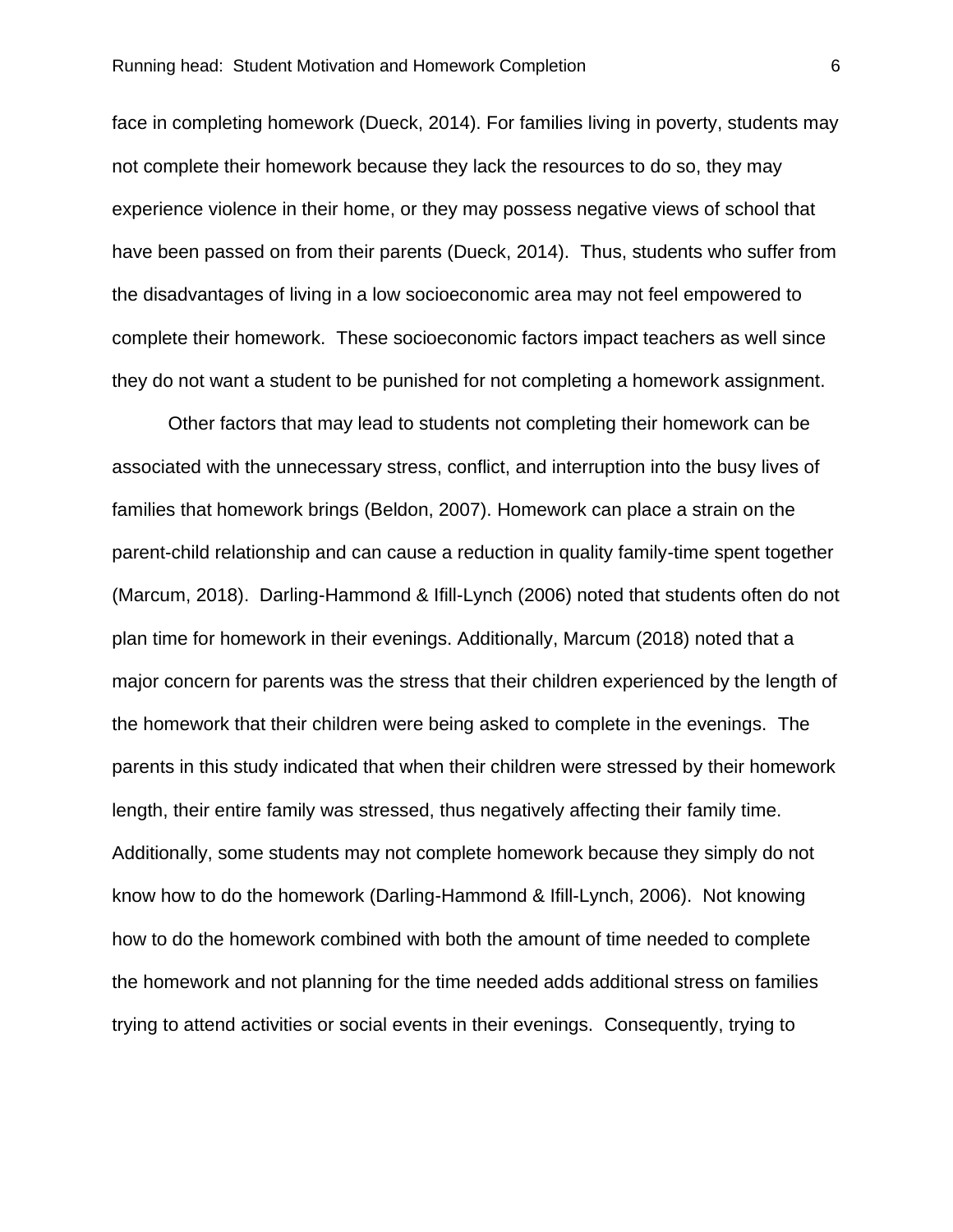face in completing homework (Dueck, 2014). For families living in poverty, students may not complete their homework because they lack the resources to do so, they may experience violence in their home, or they may possess negative views of school that have been passed on from their parents (Dueck, 2014). Thus, students who suffer from the disadvantages of living in a low socioeconomic area may not feel empowered to complete their homework. These socioeconomic factors impact teachers as well since they do not want a student to be punished for not completing a homework assignment.

Other factors that may lead to students not completing their homework can be associated with the unnecessary stress, conflict, and interruption into the busy lives of families that homework brings (Beldon, 2007). Homework can place a strain on the parent-child relationship and can cause a reduction in quality family-time spent together (Marcum, 2018). Darling-Hammond & Ifill-Lynch (2006) noted that students often do not plan time for homework in their evenings. Additionally, Marcum (2018) noted that a major concern for parents was the stress that their children experienced by the length of the homework that their children were being asked to complete in the evenings. The parents in this study indicated that when their children were stressed by their homework length, their entire family was stressed, thus negatively affecting their family time. Additionally, some students may not complete homework because they simply do not know how to do the homework (Darling-Hammond & Ifill-Lynch, 2006). Not knowing how to do the homework combined with both the amount of time needed to complete the homework and not planning for the time needed adds additional stress on families trying to attend activities or social events in their evenings. Consequently, trying to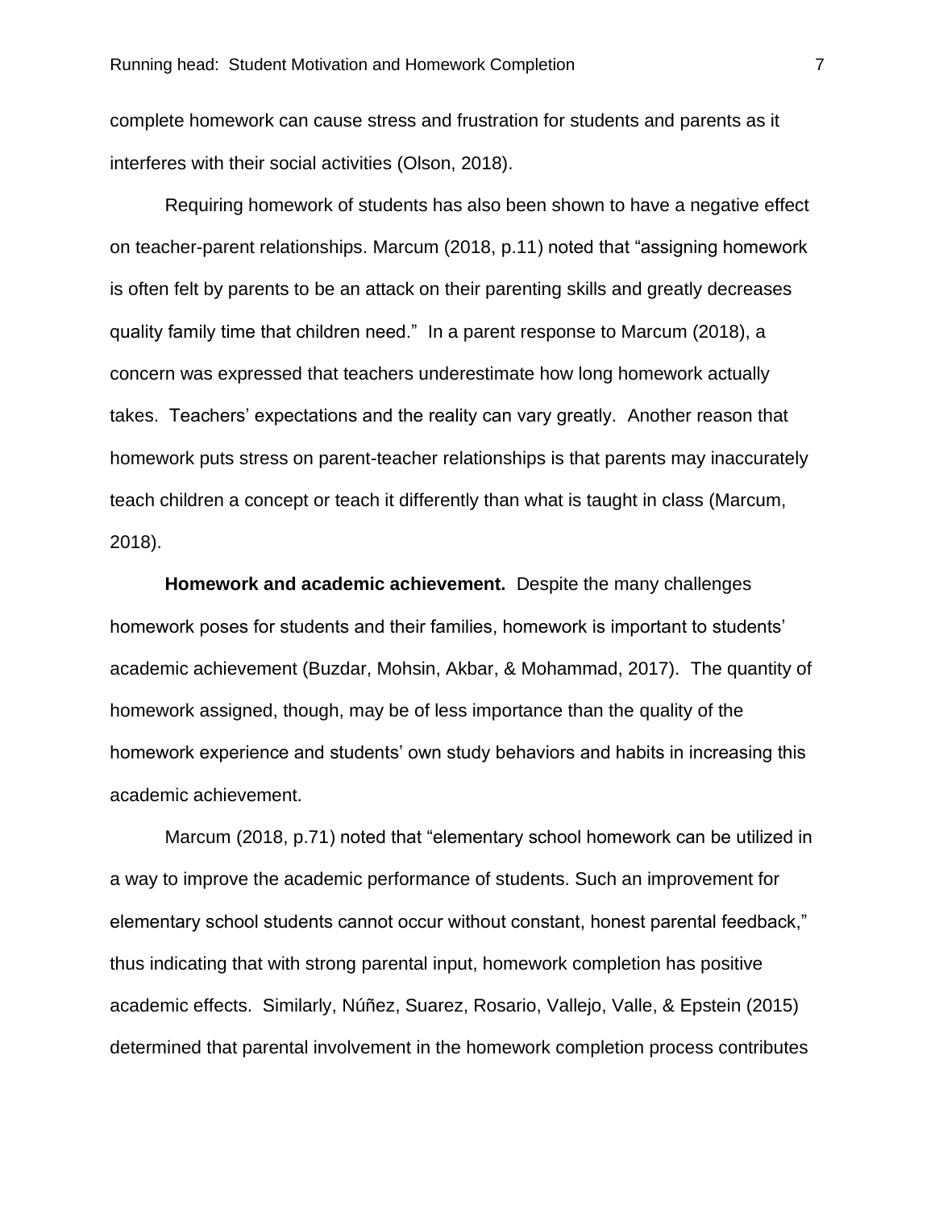complete homework can cause stress and frustration for students and parents as it interferes with their social activities (Olson, 2018).

Requiring homework of students has also been shown to have a negative effect on teacher-parent relationships. Marcum (2018, p.11) noted that “assigning homework is often felt by parents to be an attack on their parenting skills and greatly decreases quality family time that children need.” In a parent response to Marcum (2018), a concern was expressed that teachers underestimate how long homework actually takes. Teachers’ expectations and the reality can vary greatly. Another reason that homework puts stress on parent-teacher relationships is that parents may inaccurately teach children a concept or teach it differently than what is taught in class (Marcum, 2018).

**Homework and academic achievement.** Despite the many challenges homework poses for students and their families, homework is important to students’ academic achievement (Buzdar, Mohsin, Akbar, & Mohammad, 2017). The quantity of homework assigned, though, may be of less importance than the quality of the homework experience and students’ own study behaviors and habits in increasing this academic achievement.

Marcum (2018, p.71) noted that “elementary school homework can be utilized in a way to improve the academic performance of students. Such an improvement for elementary school students cannot occur without constant, honest parental feedback,” thus indicating that with strong parental input, homework completion has positive academic effects. Similarly, Núñez, Suarez, Rosario, Vallejo, Valle, & Epstein (2015) determined that parental involvement in the homework completion process contributes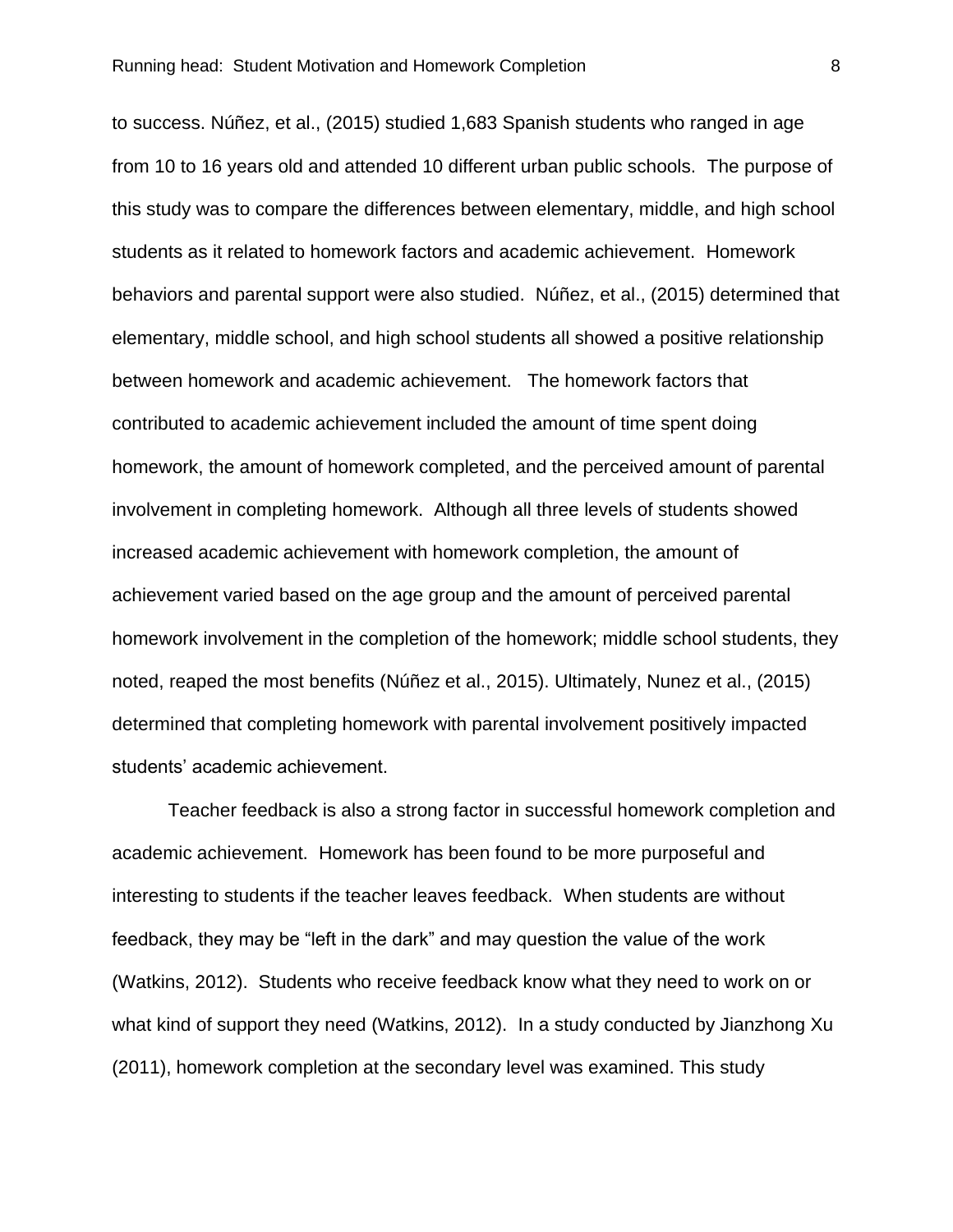to success. Núñez, et al., (2015) studied 1,683 Spanish students who ranged in age from 10 to 16 years old and attended 10 different urban public schools. The purpose of this study was to compare the differences between elementary, middle, and high school students as it related to homework factors and academic achievement. Homework behaviors and parental support were also studied. Núñez, et al., (2015) determined that elementary, middle school, and high school students all showed a positive relationship between homework and academic achievement. The homework factors that contributed to academic achievement included the amount of time spent doing homework, the amount of homework completed, and the perceived amount of parental involvement in completing homework. Although all three levels of students showed increased academic achievement with homework completion, the amount of achievement varied based on the age group and the amount of perceived parental homework involvement in the completion of the homework; middle school students, they noted, reaped the most benefits (Núñez et al., 2015). Ultimately, Nunez et al., (2015) determined that completing homework with parental involvement positively impacted students' academic achievement.

Teacher feedback is also a strong factor in successful homework completion and academic achievement. Homework has been found to be more purposeful and interesting to students if the teacher leaves feedback. When students are without feedback, they may be "left in the dark" and may question the value of the work (Watkins, 2012). Students who receive feedback know what they need to work on or what kind of support they need (Watkins, 2012). In a study conducted by Jianzhong Xu (2011), homework completion at the secondary level was examined. This study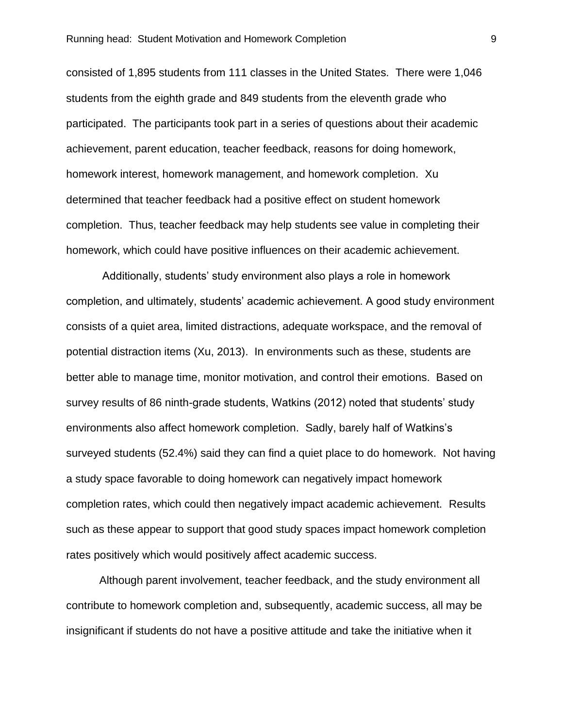consisted of 1,895 students from 111 classes in the United States. There were 1,046 students from the eighth grade and 849 students from the eleventh grade who participated. The participants took part in a series of questions about their academic achievement, parent education, teacher feedback, reasons for doing homework, homework interest, homework management, and homework completion. Xu determined that teacher feedback had a positive effect on student homework completion. Thus, teacher feedback may help students see value in completing their homework, which could have positive influences on their academic achievement.

Additionally, students' study environment also plays a role in homework completion, and ultimately, students' academic achievement. A good study environment consists of a quiet area, limited distractions, adequate workspace, and the removal of potential distraction items (Xu, 2013). In environments such as these, students are better able to manage time, monitor motivation, and control their emotions. Based on survey results of 86 ninth-grade students, Watkins (2012) noted that students' study environments also affect homework completion. Sadly, barely half of Watkins's surveyed students (52.4%) said they can find a quiet place to do homework. Not having a study space favorable to doing homework can negatively impact homework completion rates, which could then negatively impact academic achievement. Results such as these appear to support that good study spaces impact homework completion rates positively which would positively affect academic success.

Although parent involvement, teacher feedback, and the study environment all contribute to homework completion and, subsequently, academic success, all may be insignificant if students do not have a positive attitude and take the initiative when it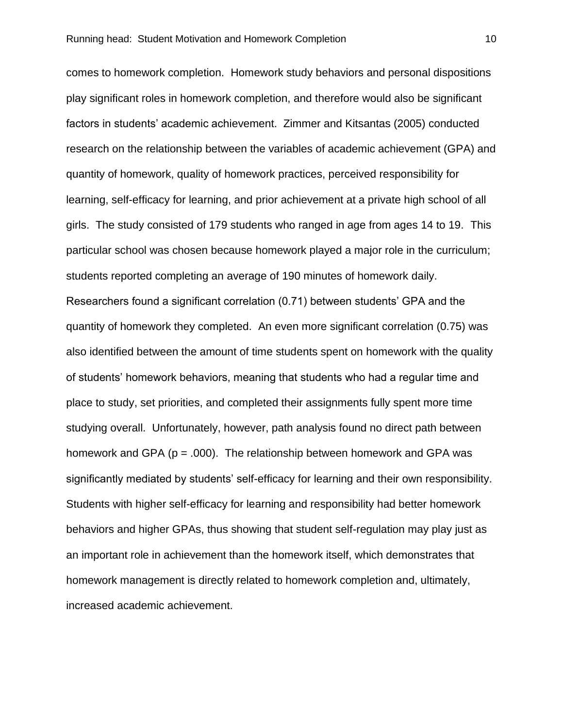comes to homework completion. Homework study behaviors and personal dispositions play significant roles in homework completion, and therefore would also be significant factors in students' academic achievement. Zimmer and Kitsantas (2005) conducted research on the relationship between the variables of academic achievement (GPA) and quantity of homework, quality of homework practices, perceived responsibility for learning, self-efficacy for learning, and prior achievement at a private high school of all girls. The study consisted of 179 students who ranged in age from ages 14 to 19. This particular school was chosen because homework played a major role in the curriculum; students reported completing an average of 190 minutes of homework daily. Researchers found a significant correlation (0.71) between students' GPA and the quantity of homework they completed. An even more significant correlation (0.75) was also identified between the amount of time students spent on homework with the quality of students' homework behaviors, meaning that students who had a regular time and place to study, set priorities, and completed their assignments fully spent more time studying overall. Unfortunately, however, path analysis found no direct path between homework and GPA ($p = .000$). The relationship between homework and GPA was significantly mediated by students' self-efficacy for learning and their own responsibility. Students with higher self-efficacy for learning and responsibility had better homework behaviors and higher GPAs, thus showing that student self-regulation may play just as an important role in achievement than the homework itself, which demonstrates that homework management is directly related to homework completion and, ultimately, increased academic achievement.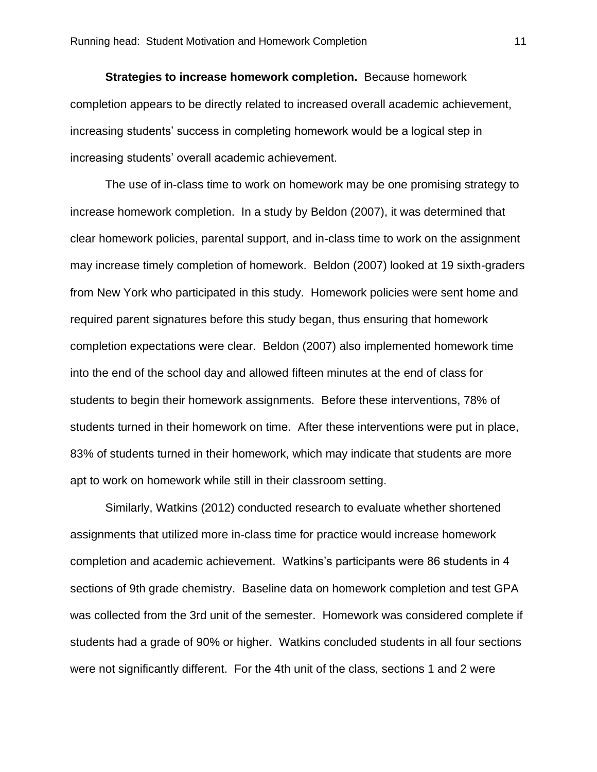**Strategies to increase homework completion.** Because homework completion appears to be directly related to increased overall academic achievement, increasing students' success in completing homework would be a logical step in increasing students' overall academic achievement.

The use of in-class time to work on homework may be one promising strategy to increase homework completion. In a study by Beldon (2007), it was determined that clear homework policies, parental support, and in-class time to work on the assignment may increase timely completion of homework. Beldon (2007) looked at 19 sixth-graders from New York who participated in this study. Homework policies were sent home and required parent signatures before this study began, thus ensuring that homework completion expectations were clear. Beldon (2007) also implemented homework time into the end of the school day and allowed fifteen minutes at the end of class for students to begin their homework assignments. Before these interventions, 78% of students turned in their homework on time. After these interventions were put in place, 83% of students turned in their homework, which may indicate that students are more apt to work on homework while still in their classroom setting.

Similarly, Watkins (2012) conducted research to evaluate whether shortened assignments that utilized more in-class time for practice would increase homework completion and academic achievement. Watkins's participants were 86 students in 4 sections of 9th grade chemistry. Baseline data on homework completion and test GPA was collected from the 3rd unit of the semester. Homework was considered complete if students had a grade of 90% or higher. Watkins concluded students in all four sections were not significantly different. For the 4th unit of the class, sections 1 and 2 were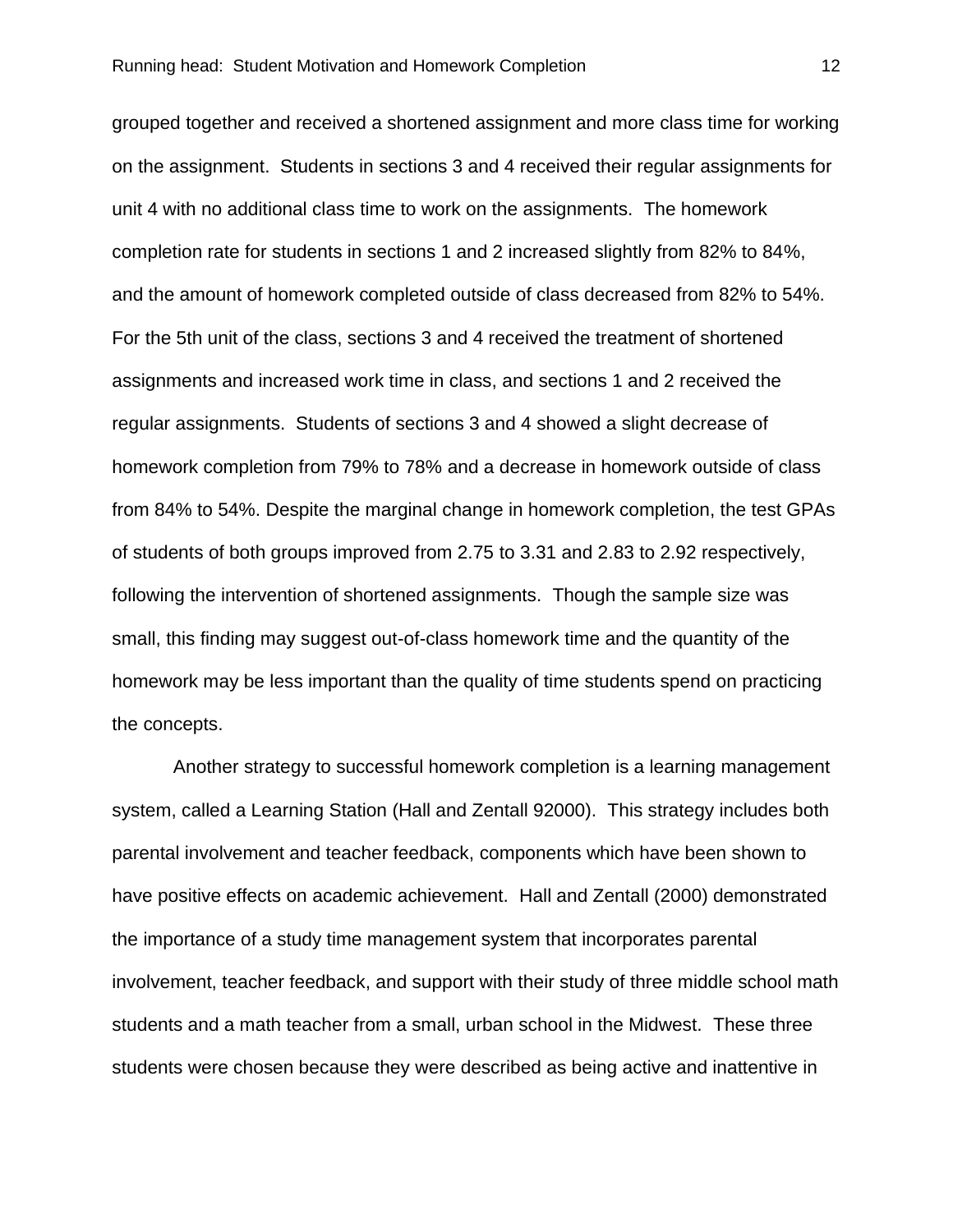grouped together and received a shortened assignment and more class time for working on the assignment. Students in sections 3 and 4 received their regular assignments for unit 4 with no additional class time to work on the assignments. The homework completion rate for students in sections 1 and 2 increased slightly from 82% to 84%, and the amount of homework completed outside of class decreased from 82% to 54%. For the 5th unit of the class, sections 3 and 4 received the treatment of shortened assignments and increased work time in class, and sections 1 and 2 received the regular assignments. Students of sections 3 and 4 showed a slight decrease of homework completion from 79% to 78% and a decrease in homework outside of class from 84% to 54%. Despite the marginal change in homework completion, the test GPAs of students of both groups improved from 2.75 to 3.31 and 2.83 to 2.92 respectively, following the intervention of shortened assignments. Though the sample size was small, this finding may suggest out-of-class homework time and the quantity of the homework may be less important than the quality of time students spend on practicing the concepts.

Another strategy to successful homework completion is a learning management system, called a Learning Station (Hall and Zentall 92000). This strategy includes both parental involvement and teacher feedback, components which have been shown to have positive effects on academic achievement. Hall and Zentall (2000) demonstrated the importance of a study time management system that incorporates parental involvement, teacher feedback, and support with their study of three middle school math students and a math teacher from a small, urban school in the Midwest. These three students were chosen because they were described as being active and inattentive in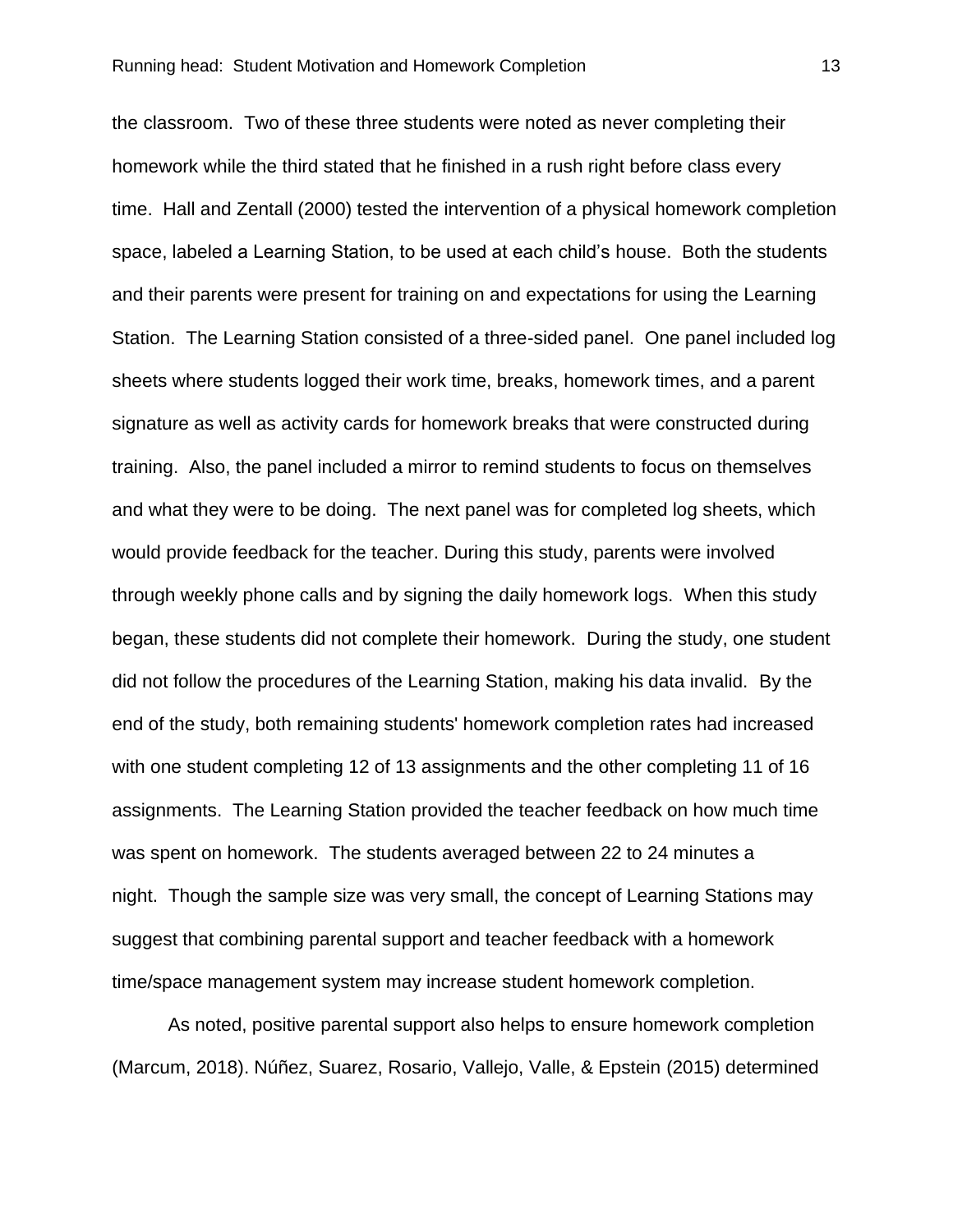the classroom. Two of these three students were noted as never completing their homework while the third stated that he finished in a rush right before class every time. Hall and Zentall (2000) tested the intervention of a physical homework completion space, labeled a Learning Station, to be used at each child's house. Both the students and their parents were present for training on and expectations for using the Learning Station. The Learning Station consisted of a three-sided panel. One panel included log sheets where students logged their work time, breaks, homework times, and a parent signature as well as activity cards for homework breaks that were constructed during training. Also, the panel included a mirror to remind students to focus on themselves and what they were to be doing. The next panel was for completed log sheets, which would provide feedback for the teacher. During this study, parents were involved through weekly phone calls and by signing the daily homework logs. When this study began, these students did not complete their homework. During the study, one student did not follow the procedures of the Learning Station, making his data invalid. By the end of the study, both remaining students' homework completion rates had increased with one student completing 12 of 13 assignments and the other completing 11 of 16 assignments. The Learning Station provided the teacher feedback on how much time was spent on homework. The students averaged between 22 to 24 minutes a night. Though the sample size was very small, the concept of Learning Stations may suggest that combining parental support and teacher feedback with a homework time/space management system may increase student homework completion.

As noted, positive parental support also helps to ensure homework completion (Marcum, 2018). Núñez, Suarez, Rosario, Vallejo, Valle, & Epstein (2015) determined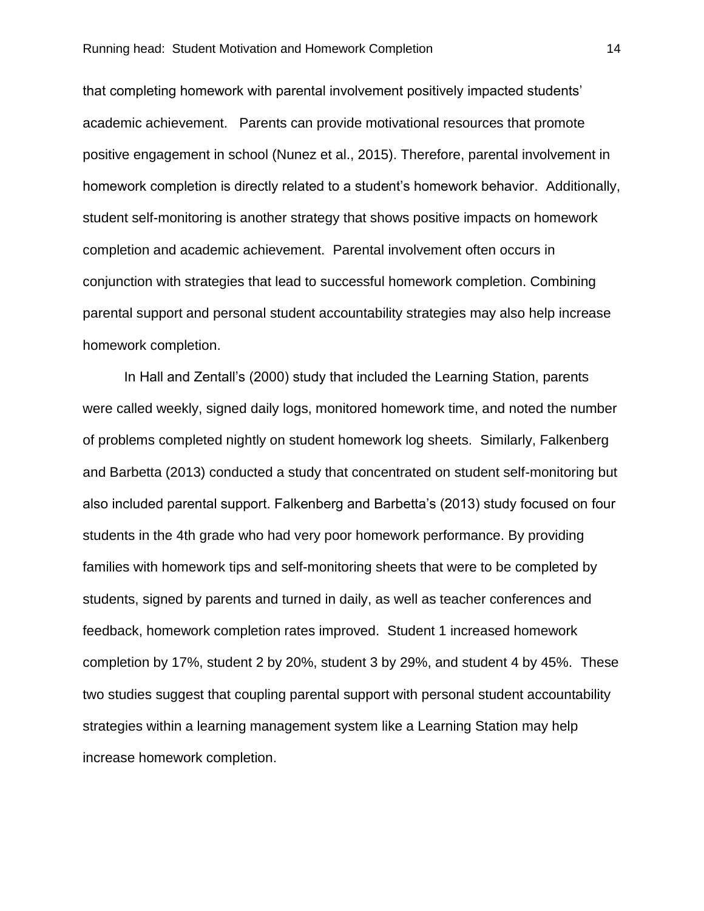that completing homework with parental involvement positively impacted students' academic achievement. Parents can provide motivational resources that promote positive engagement in school (Nunez et al., 2015). Therefore, parental involvement in homework completion is directly related to a student's homework behavior. Additionally, student self-monitoring is another strategy that shows positive impacts on homework completion and academic achievement. Parental involvement often occurs in conjunction with strategies that lead to successful homework completion. Combining parental support and personal student accountability strategies may also help increase homework completion.

In Hall and Zentall's (2000) study that included the Learning Station, parents were called weekly, signed daily logs, monitored homework time, and noted the number of problems completed nightly on student homework log sheets. Similarly, Falkenberg and Barbetta (2013) conducted a study that concentrated on student self-monitoring but also included parental support. Falkenberg and Barbetta's (2013) study focused on four students in the 4th grade who had very poor homework performance. By providing families with homework tips and self-monitoring sheets that were to be completed by students, signed by parents and turned in daily, as well as teacher conferences and feedback, homework completion rates improved. Student 1 increased homework completion by 17%, student 2 by 20%, student 3 by 29%, and student 4 by 45%. These two studies suggest that coupling parental support with personal student accountability strategies within a learning management system like a Learning Station may help increase homework completion.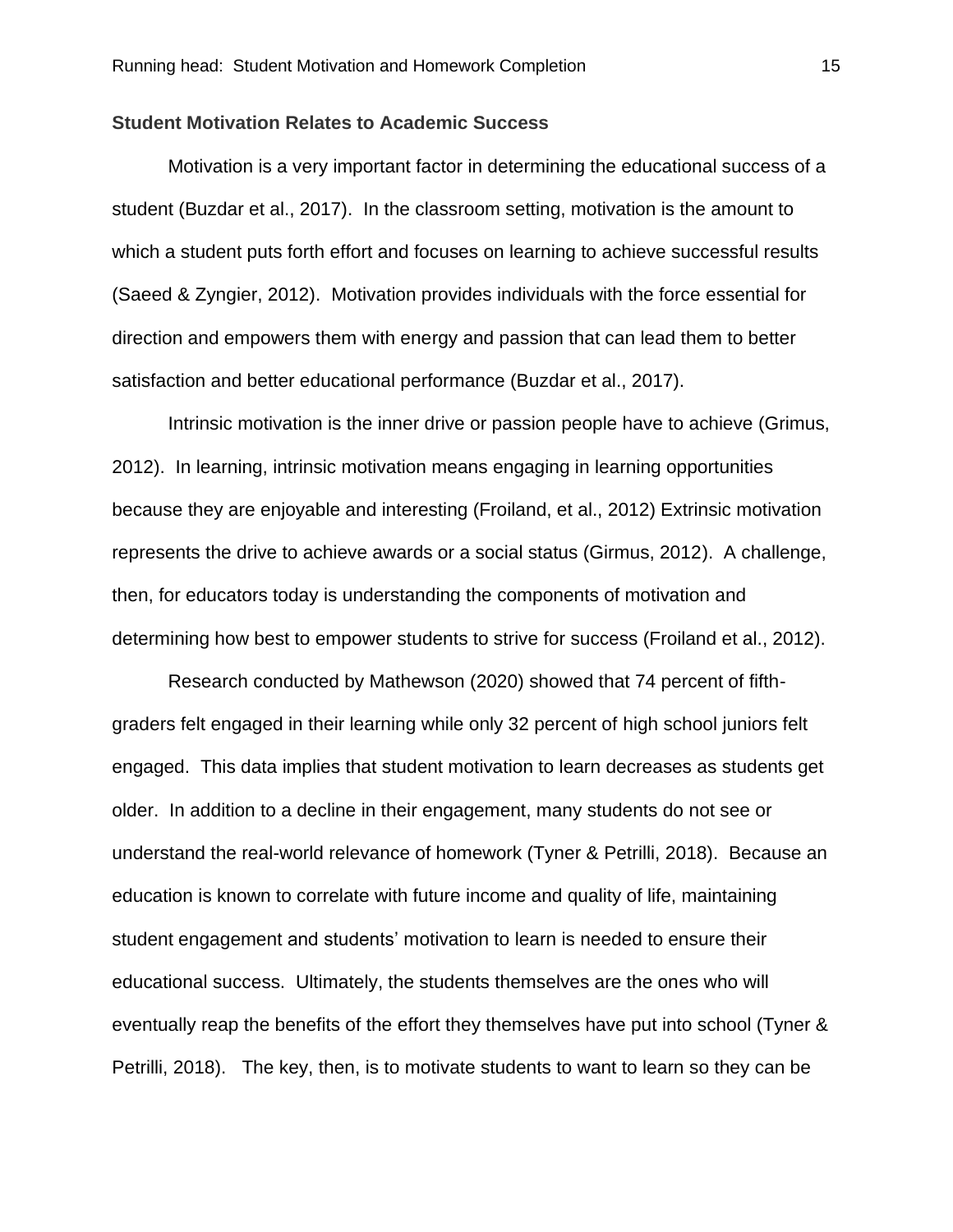**Student Motivation Relates to Academic Success**

Motivation is a very important factor in determining the educational success of a student (Buzdar et al., 2017). In the classroom setting, motivation is the amount to which a student puts forth effort and focuses on learning to achieve successful results (Saeed & Zyngier, 2012). Motivation provides individuals with the force essential for direction and empowers them with energy and passion that can lead them to better satisfaction and better educational performance (Buzdar et al., 2017).

Intrinsic motivation is the inner drive or passion people have to achieve (Grimus, 2012). In learning, intrinsic motivation means engaging in learning opportunities because they are enjoyable and interesting (Froiland, et al., 2012) Extrinsic motivation represents the drive to achieve awards or a social status (Girmus, 2012). A challenge, then, for educators today is understanding the components of motivation and determining how best to empower students to strive for success (Froiland et al., 2012).

Research conducted by Mathewson (2020) showed that 74 percent of fifth-graders felt engaged in their learning while only 32 percent of high school juniors felt engaged. This data implies that student motivation to learn decreases as students get older. In addition to a decline in their engagement, many students do not see or understand the real-world relevance of homework (Tyner & Petrilli, 2018). Because an education is known to correlate with future income and quality of life, maintaining student engagement and students' motivation to learn is needed to ensure their educational success. Ultimately, the students themselves are the ones who will eventually reap the benefits of the effort they themselves have put into school (Tyner & Petrilli, 2018). The key, then, is to motivate students to want to learn so they can be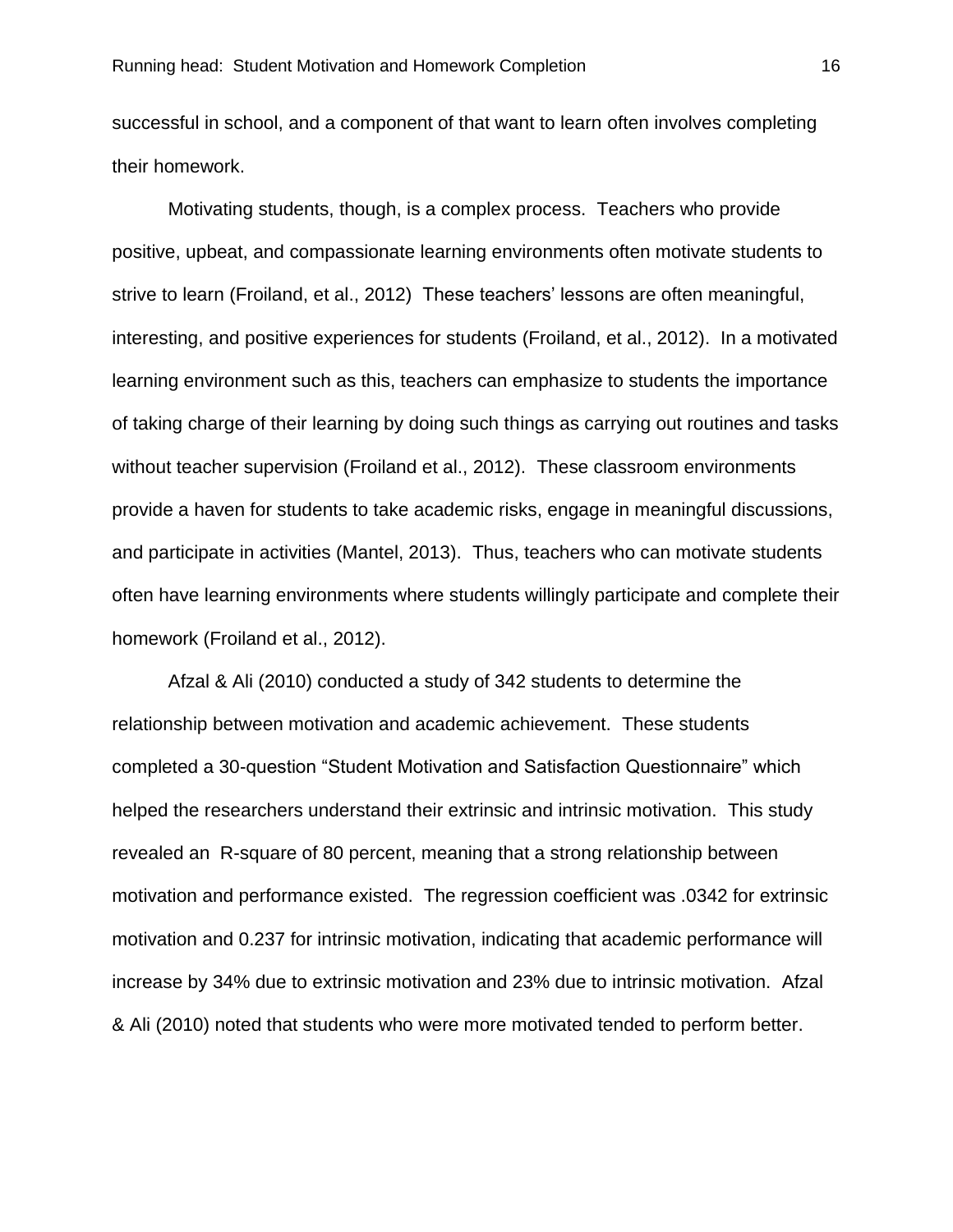successful in school, and a component of that want to learn often involves completing their homework.

Motivating students, though, is a complex process. Teachers who provide positive, upbeat, and compassionate learning environments often motivate students to strive to learn (Froiland, et al., 2012) These teachers' lessons are often meaningful, interesting, and positive experiences for students (Froiland, et al., 2012). In a motivated learning environment such as this, teachers can emphasize to students the importance of taking charge of their learning by doing such things as carrying out routines and tasks without teacher supervision (Froiland et al., 2012). These classroom environments provide a haven for students to take academic risks, engage in meaningful discussions, and participate in activities (Mantel, 2013). Thus, teachers who can motivate students often have learning environments where students willingly participate and complete their homework (Froiland et al., 2012).

Afzal & Ali (2010) conducted a study of 342 students to determine the relationship between motivation and academic achievement. These students completed a 30-question "Student Motivation and Satisfaction Questionnaire" which helped the researchers understand their extrinsic and intrinsic motivation. This study revealed an R-square of 80 percent, meaning that a strong relationship between motivation and performance existed. The regression coefficient was .0342 for extrinsic motivation and 0.237 for intrinsic motivation, indicating that academic performance will increase by 34% due to extrinsic motivation and 23% due to intrinsic motivation. Afzal & Ali (2010) noted that students who were more motivated tended to perform better.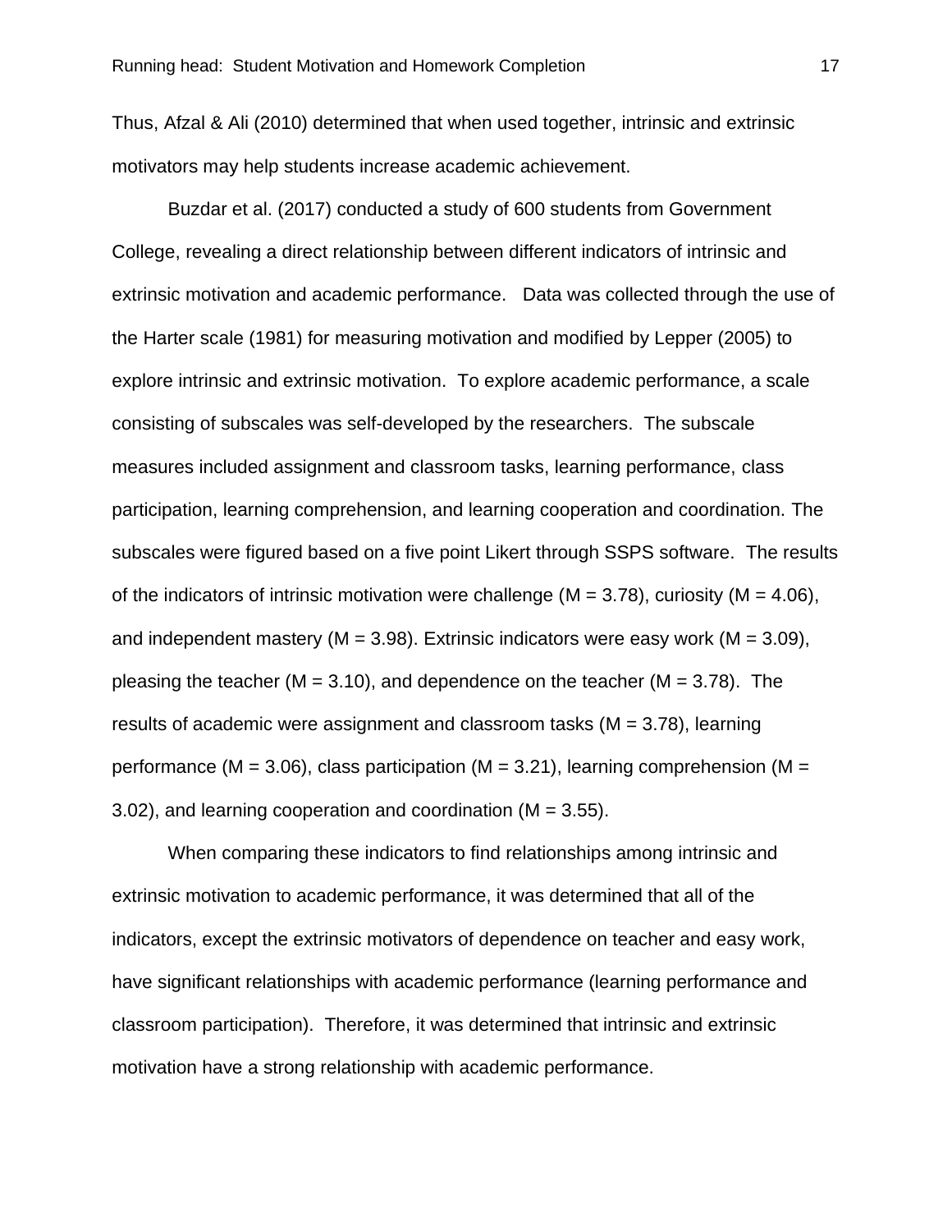Thus, Afzal & Ali (2010) determined that when used together, intrinsic and extrinsic motivators may help students increase academic achievement.

Buzdar et al. (2017) conducted a study of 600 students from Government College, revealing a direct relationship between different indicators of intrinsic and extrinsic motivation and academic performance. Data was collected through the use of the Harter scale (1981) for measuring motivation and modified by Lepper (2005) to explore intrinsic and extrinsic motivation. To explore academic performance, a scale consisting of subscales was self-developed by the researchers. The subscale measures included assignment and classroom tasks, learning performance, class participation, learning comprehension, and learning cooperation and coordination. The subscales were figured based on a five point Likert through SSPS software. The results of the indicators of intrinsic motivation were challenge (M = 3.78), curiosity (M = 4.06), and independent mastery (M = 3.98). Extrinsic indicators were easy work (M = 3.09), pleasing the teacher (M = 3.10), and dependence on the teacher (M = 3.78). The results of academic were assignment and classroom tasks (M = 3.78), learning performance (M = 3.06), class participation (M = 3.21), learning comprehension (M = 3.02), and learning cooperation and coordination (M = 3.55).

When comparing these indicators to find relationships among intrinsic and extrinsic motivation to academic performance, it was determined that all of the indicators, except the extrinsic motivators of dependence on teacher and easy work, have significant relationships with academic performance (learning performance and classroom participation). Therefore, it was determined that intrinsic and extrinsic motivation have a strong relationship with academic performance.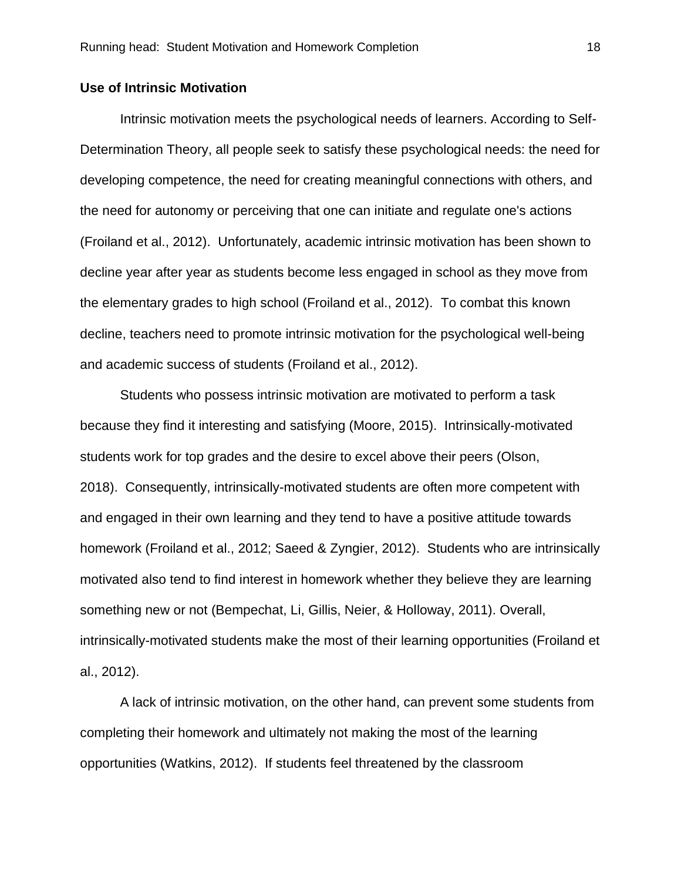### Use of Intrinsic Motivation

Intrinsic motivation meets the psychological needs of learners. According to Self-Determination Theory, all people seek to satisfy these psychological needs: the need for developing competence, the need for creating meaningful connections with others, and the need for autonomy or perceiving that one can initiate and regulate one's actions (Froiland et al., 2012). Unfortunately, academic intrinsic motivation has been shown to decline year after year as students become less engaged in school as they move from the elementary grades to high school (Froiland et al., 2012). To combat this known decline, teachers need to promote intrinsic motivation for the psychological well-being and academic success of students (Froiland et al., 2012).

Students who possess intrinsic motivation are motivated to perform a task because they find it interesting and satisfying (Moore, 2015). Intrinsically-motivated students work for top grades and the desire to excel above their peers (Olson, 2018). Consequently, intrinsically-motivated students are often more competent with and engaged in their own learning and they tend to have a positive attitude towards homework (Froiland et al., 2012; Saeed & Zyngier, 2012). Students who are intrinsically motivated also tend to find interest in homework whether they believe they are learning something new or not (Bempechat, Li, Gillis, Neier, & Holloway, 2011). Overall, intrinsically-motivated students make the most of their learning opportunities (Froiland et al., 2012).

A lack of intrinsic motivation, on the other hand, can prevent some students from completing their homework and ultimately not making the most of the learning opportunities (Watkins, 2012). If students feel threatened by the classroom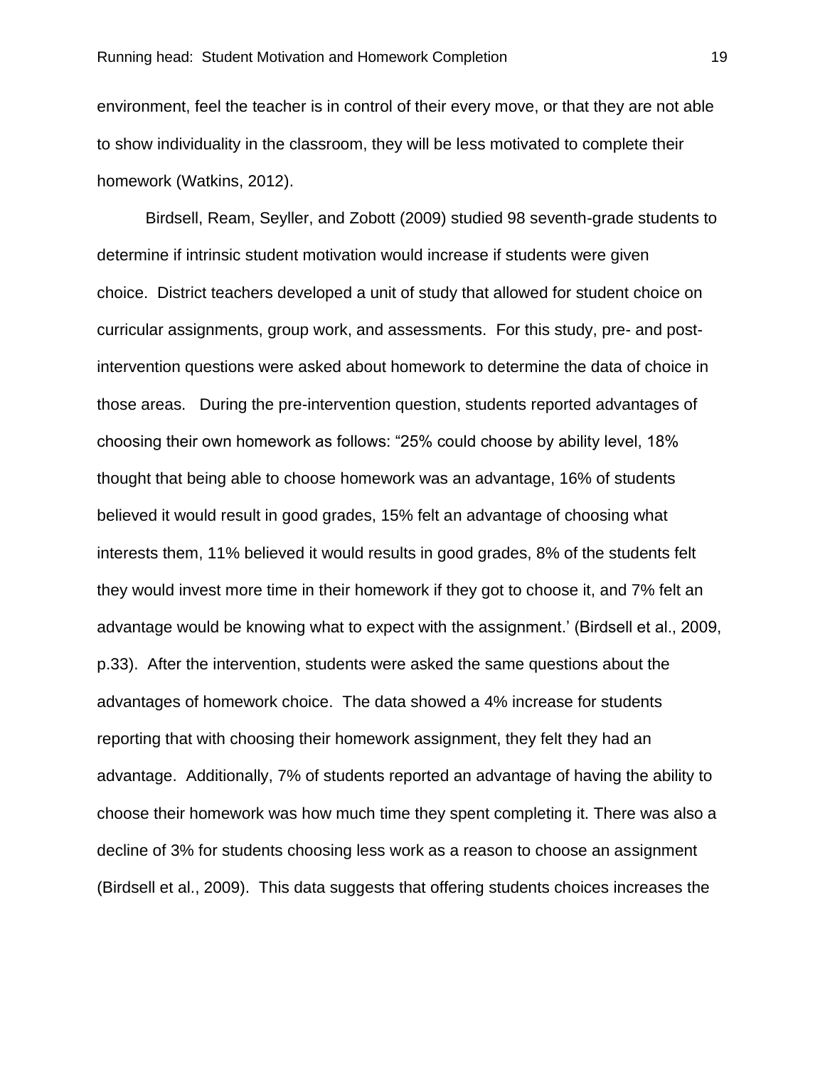environment, feel the teacher is in control of their every move, or that they are not able to show individuality in the classroom, they will be less motivated to complete their homework (Watkins, 2012).

Birdsell, Ream, Seyller, and Zobott (2009) studied 98 seventh-grade students to determine if intrinsic student motivation would increase if students were given choice. District teachers developed a unit of study that allowed for student choice on curricular assignments, group work, and assessments. For this study, pre- and post-intervention questions were asked about homework to determine the data of choice in those areas. During the pre-intervention question, students reported advantages of choosing their own homework as follows: "25% could choose by ability level, 18% thought that being able to choose homework was an advantage, 16% of students believed it would result in good grades, 15% felt an advantage of choosing what interests them, 11% believed it would results in good grades, 8% of the students felt they would invest more time in their homework if they got to choose it, and 7% felt an advantage would be knowing what to expect with the assignment.' (Birdsell et al., 2009, p.33). After the intervention, students were asked the same questions about the advantages of homework choice. The data showed a 4% increase for students reporting that with choosing their homework assignment, they felt they had an advantage. Additionally, 7% of students reported an advantage of having the ability to choose their homework was how much time they spent completing it. There was also a decline of 3% for students choosing less work as a reason to choose an assignment (Birdsell et al., 2009). This data suggests that offering students choices increases the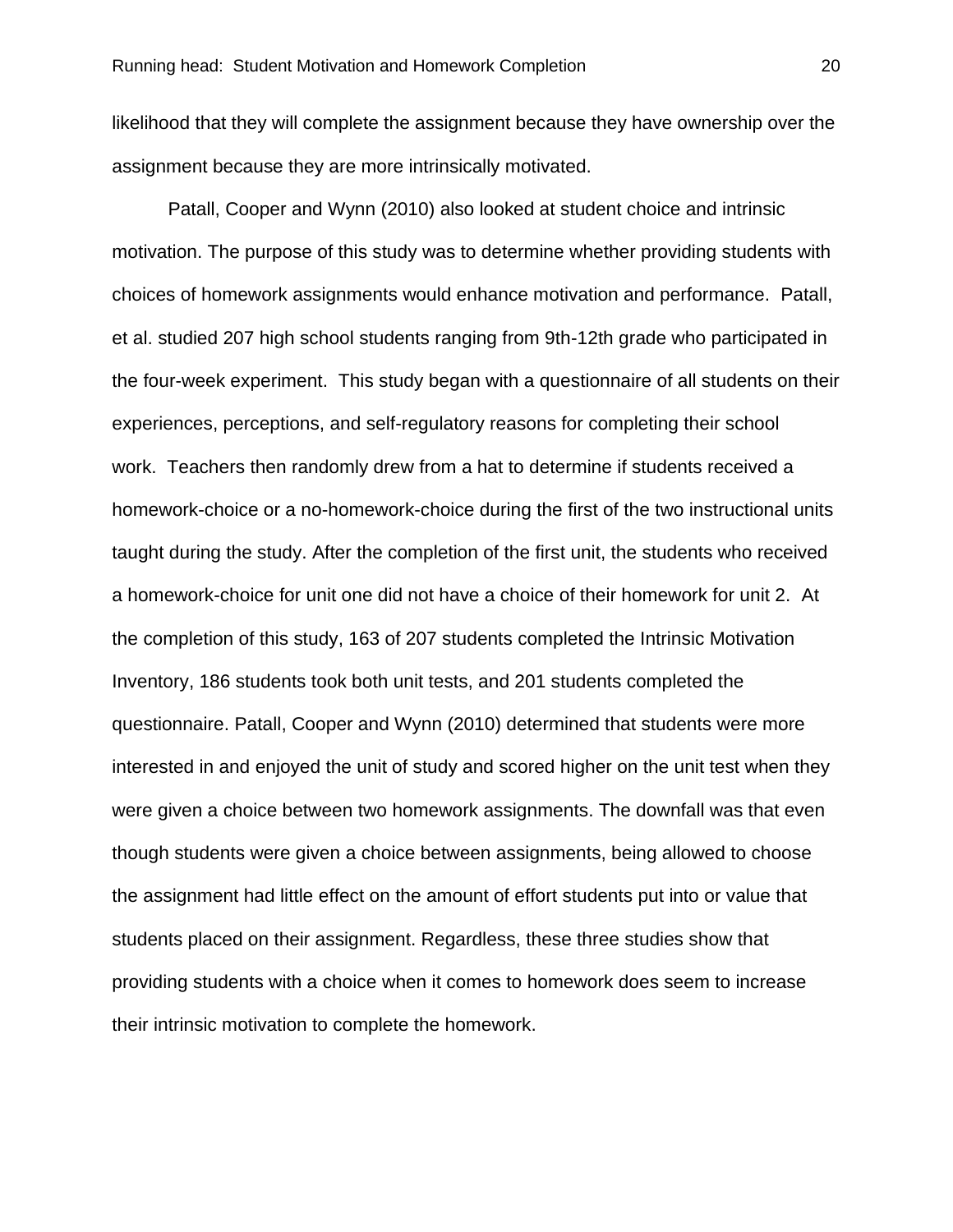likelihood that they will complete the assignment because they have ownership over the assignment because they are more intrinsically motivated.

Patall, Cooper and Wynn (2010) also looked at student choice and intrinsic motivation. The purpose of this study was to determine whether providing students with choices of homework assignments would enhance motivation and performance. Patall, et al. studied 207 high school students ranging from 9th-12th grade who participated in the four-week experiment. This study began with a questionnaire of all students on their experiences, perceptions, and self-regulatory reasons for completing their school work. Teachers then randomly drew from a hat to determine if students received a homework-choice or a no-homework-choice during the first of the two instructional units taught during the study. After the completion of the first unit, the students who received a homework-choice for unit one did not have a choice of their homework for unit 2. At the completion of this study, 163 of 207 students completed the Intrinsic Motivation Inventory, 186 students took both unit tests, and 201 students completed the questionnaire. Patall, Cooper and Wynn (2010) determined that students were more interested in and enjoyed the unit of study and scored higher on the unit test when they were given a choice between two homework assignments. The downfall was that even though students were given a choice between assignments, being allowed to choose the assignment had little effect on the amount of effort students put into or value that students placed on their assignment. Regardless, these three studies show that providing students with a choice when it comes to homework does seem to increase their intrinsic motivation to complete the homework.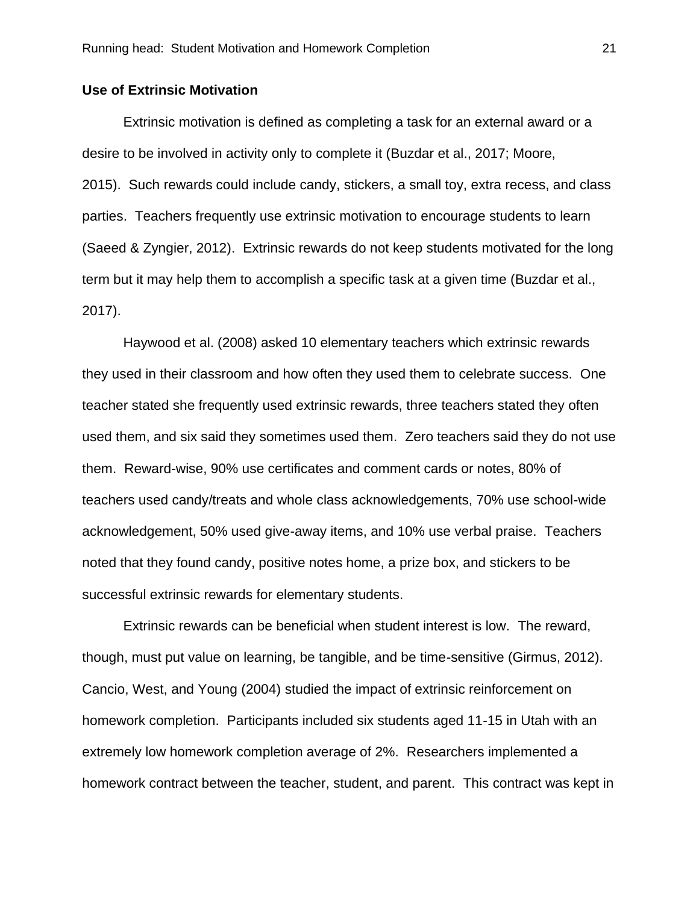### Use of Extrinsic Motivation

Extrinsic motivation is defined as completing a task for an external award or a desire to be involved in activity only to complete it (Buzdar et al., 2017; Moore, 2015). Such rewards could include candy, stickers, a small toy, extra recess, and class parties. Teachers frequently use extrinsic motivation to encourage students to learn (Saeed & Zyngier, 2012). Extrinsic rewards do not keep students motivated for the long term but it may help them to accomplish a specific task at a given time (Buzdar et al., 2017).

Haywood et al. (2008) asked 10 elementary teachers which extrinsic rewards they used in their classroom and how often they used them to celebrate success. One teacher stated she frequently used extrinsic rewards, three teachers stated they often used them, and six said they sometimes used them. Zero teachers said they do not use them. Reward-wise, 90% use certificates and comment cards or notes, 80% of teachers used candy/treats and whole class acknowledgements, 70% use school-wide acknowledgement, 50% used give-away items, and 10% use verbal praise. Teachers noted that they found candy, positive notes home, a prize box, and stickers to be successful extrinsic rewards for elementary students.

Extrinsic rewards can be beneficial when student interest is low. The reward, though, must put value on learning, be tangible, and be time-sensitive (Girmus, 2012). Cancio, West, and Young (2004) studied the impact of extrinsic reinforcement on homework completion. Participants included six students aged 11-15 in Utah with an extremely low homework completion average of 2%. Researchers implemented a homework contract between the teacher, student, and parent. This contract was kept in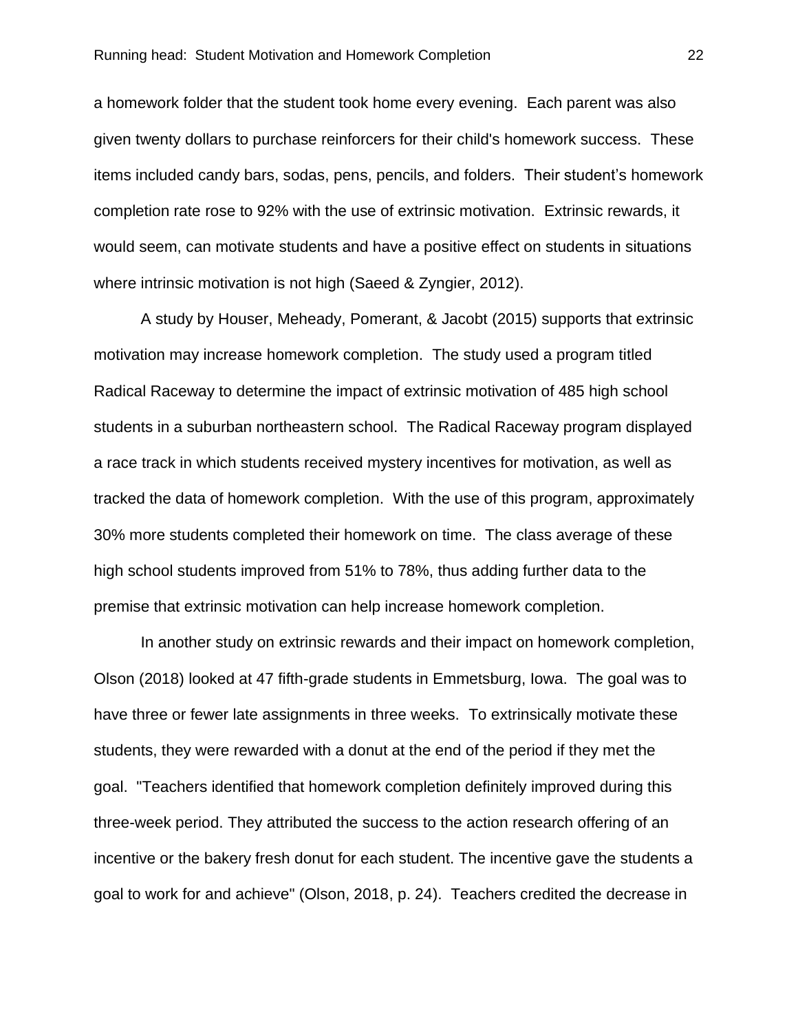a homework folder that the student took home every evening. Each parent was also given twenty dollars to purchase reinforcers for their child's homework success. These items included candy bars, sodas, pens, pencils, and folders. Their student's homework completion rate rose to 92% with the use of extrinsic motivation. Extrinsic rewards, it would seem, can motivate students and have a positive effect on students in situations where intrinsic motivation is not high (Saeed & Zyngier, 2012).

A study by Houser, Meheady, Pomerant, & Jacobt (2015) supports that extrinsic motivation may increase homework completion. The study used a program titled Radical Raceway to determine the impact of extrinsic motivation of 485 high school students in a suburban northeastern school. The Radical Raceway program displayed a race track in which students received mystery incentives for motivation, as well as tracked the data of homework completion. With the use of this program, approximately 30% more students completed their homework on time. The class average of these high school students improved from 51% to 78%, thus adding further data to the premise that extrinsic motivation can help increase homework completion.

In another study on extrinsic rewards and their impact on homework completion, Olson (2018) looked at 47 fifth-grade students in Emmetsburg, Iowa. The goal was to have three or fewer late assignments in three weeks. To extrinsically motivate these students, they were rewarded with a donut at the end of the period if they met the goal. "Teachers identified that homework completion definitely improved during this three-week period. They attributed the success to the action research offering of an incentive or the bakery fresh donut for each student. The incentive gave the students a goal to work for and achieve" (Olson, 2018, p. 24). Teachers credited the decrease in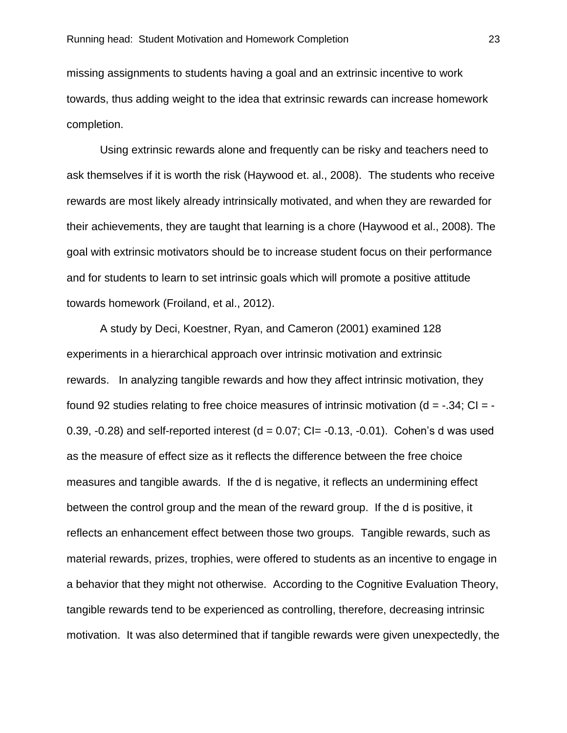missing assignments to students having a goal and an extrinsic incentive to work towards, thus adding weight to the idea that extrinsic rewards can increase homework completion.

Using extrinsic rewards alone and frequently can be risky and teachers need to ask themselves if it is worth the risk (Haywood et. al., 2008). The students who receive rewards are most likely already intrinsically motivated, and when they are rewarded for their achievements, they are taught that learning is a chore (Haywood et al., 2008). The goal with extrinsic motivators should be to increase student focus on their performance and for students to learn to set intrinsic goals which will promote a positive attitude towards homework (Froiland, et al., 2012).

A study by Deci, Koestner, Ryan, and Cameron (2001) examined 128 experiments in a hierarchical approach over intrinsic motivation and extrinsic rewards. In analyzing tangible rewards and how they affect intrinsic motivation, they found 92 studies relating to free choice measures of intrinsic motivation ($d = -.34$; CI = -0.39, -0.28) and self-reported interest ($d = 0.07$; CI= -0.13, -0.01). Cohen's d was used as the measure of effect size as it reflects the difference between the free choice measures and tangible awards. If the d is negative, it reflects an undermining effect between the control group and the mean of the reward group. If the d is positive, it reflects an enhancement effect between those two groups. Tangible rewards, such as material rewards, prizes, trophies, were offered to students as an incentive to engage in a behavior that they might not otherwise. According to the Cognitive Evaluation Theory, tangible rewards tend to be experienced as controlling, therefore, decreasing intrinsic motivation. It was also determined that if tangible rewards were given unexpectedly, the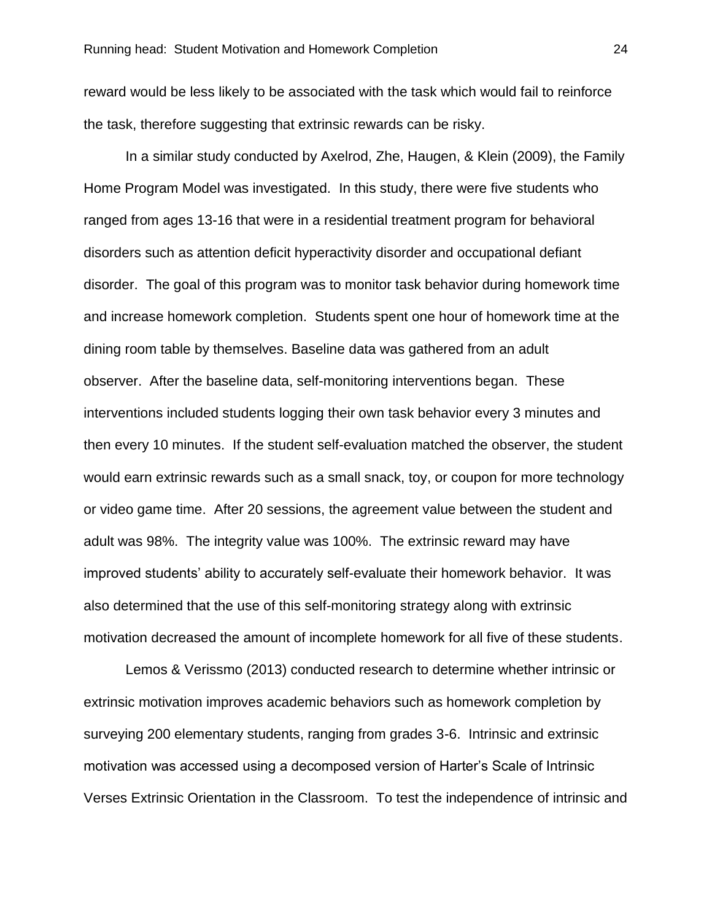reward would be less likely to be associated with the task which would fail to reinforce the task, therefore suggesting that extrinsic rewards can be risky.

In a similar study conducted by Axelrod, Zhe, Haugen, & Klein (2009), the Family Home Program Model was investigated. In this study, there were five students who ranged from ages 13-16 that were in a residential treatment program for behavioral disorders such as attention deficit hyperactivity disorder and occupational defiant disorder. The goal of this program was to monitor task behavior during homework time and increase homework completion. Students spent one hour of homework time at the dining room table by themselves. Baseline data was gathered from an adult observer. After the baseline data, self-monitoring interventions began. These interventions included students logging their own task behavior every 3 minutes and then every 10 minutes. If the student self-evaluation matched the observer, the student would earn extrinsic rewards such as a small snack, toy, or coupon for more technology or video game time. After 20 sessions, the agreement value between the student and adult was 98%. The integrity value was 100%. The extrinsic reward may have improved students' ability to accurately self-evaluate their homework behavior. It was also determined that the use of this self-monitoring strategy along with extrinsic motivation decreased the amount of incomplete homework for all five of these students.

Lemos & Verissmo (2013) conducted research to determine whether intrinsic or extrinsic motivation improves academic behaviors such as homework completion by surveying 200 elementary students, ranging from grades 3-6. Intrinsic and extrinsic motivation was accessed using a decomposed version of Harter's Scale of Intrinsic Verses Extrinsic Orientation in the Classroom. To test the independence of intrinsic and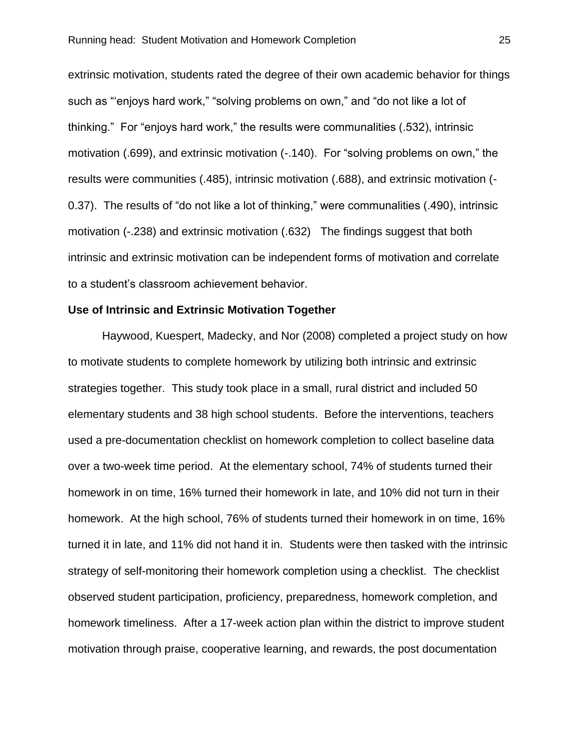extrinsic motivation, students rated the degree of their own academic behavior for things such as "'enjoys hard work," "solving problems on own," and "do not like a lot of thinking." For "enjoys hard work," the results were communalities (.532), intrinsic motivation (.699), and extrinsic motivation (-.140). For "solving problems on own," the results were communities (.485), intrinsic motivation (.688), and extrinsic motivation (-0.37). The results of "do not like a lot of thinking," were communalities (.490), intrinsic motivation (-.238) and extrinsic motivation (.632) The findings suggest that both intrinsic and extrinsic motivation can be independent forms of motivation and correlate to a student's classroom achievement behavior.

**Use of Intrinsic and Extrinsic Motivation Together**

Haywood, Kuespert, Madecky, and Nor (2008) completed a project study on how to motivate students to complete homework by utilizing both intrinsic and extrinsic strategies together. This study took place in a small, rural district and included 50 elementary students and 38 high school students. Before the interventions, teachers used a pre-documentation checklist on homework completion to collect baseline data over a two-week time period. At the elementary school, 74% of students turned their homework in on time, 16% turned their homework in late, and 10% did not turn in their homework. At the high school, 76% of students turned their homework in on time, 16% turned it in late, and 11% did not hand it in. Students were then tasked with the intrinsic strategy of self-monitoring their homework completion using a checklist. The checklist observed student participation, proficiency, preparedness, homework completion, and homework timeliness. After a 17-week action plan within the district to improve student motivation through praise, cooperative learning, and rewards, the post documentation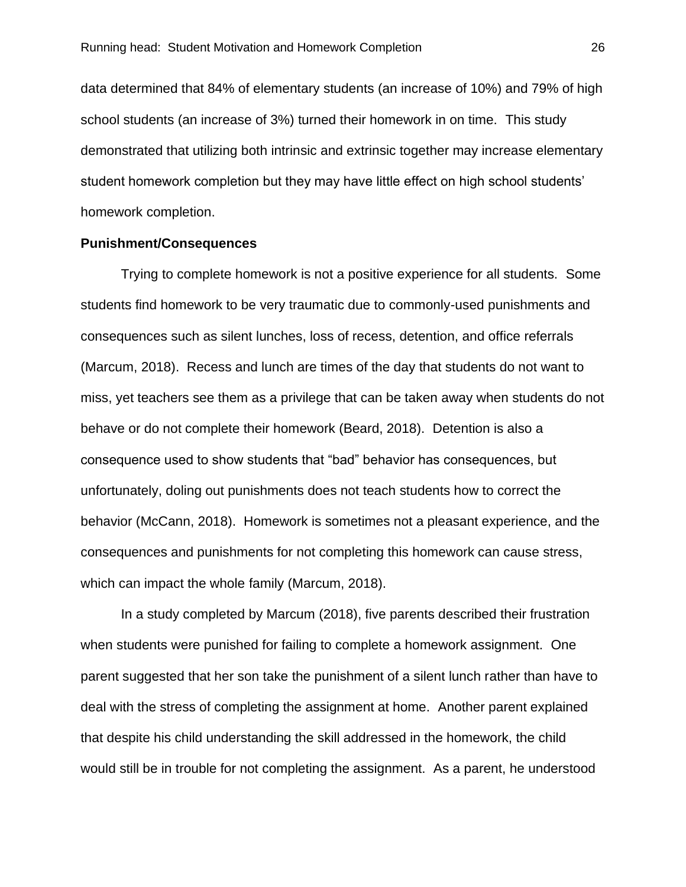data determined that 84% of elementary students (an increase of 10%) and 79% of high school students (an increase of 3%) turned their homework in on time. This study demonstrated that utilizing both intrinsic and extrinsic together may increase elementary student homework completion but they may have little effect on high school students' homework completion.

**Punishment/Consequences**

Trying to complete homework is not a positive experience for all students. Some students find homework to be very traumatic due to commonly-used punishments and consequences such as silent lunches, loss of recess, detention, and office referrals (Marcum, 2018). Recess and lunch are times of the day that students do not want to miss, yet teachers see them as a privilege that can be taken away when students do not behave or do not complete their homework (Beard, 2018). Detention is also a consequence used to show students that "bad" behavior has consequences, but unfortunately, doling out punishments does not teach students how to correct the behavior (McCann, 2018). Homework is sometimes not a pleasant experience, and the consequences and punishments for not completing this homework can cause stress, which can impact the whole family (Marcum, 2018).

In a study completed by Marcum (2018), five parents described their frustration when students were punished for failing to complete a homework assignment. One parent suggested that her son take the punishment of a silent lunch rather than have to deal with the stress of completing the assignment at home. Another parent explained that despite his child understanding the skill addressed in the homework, the child would still be in trouble for not completing the assignment. As a parent, he understood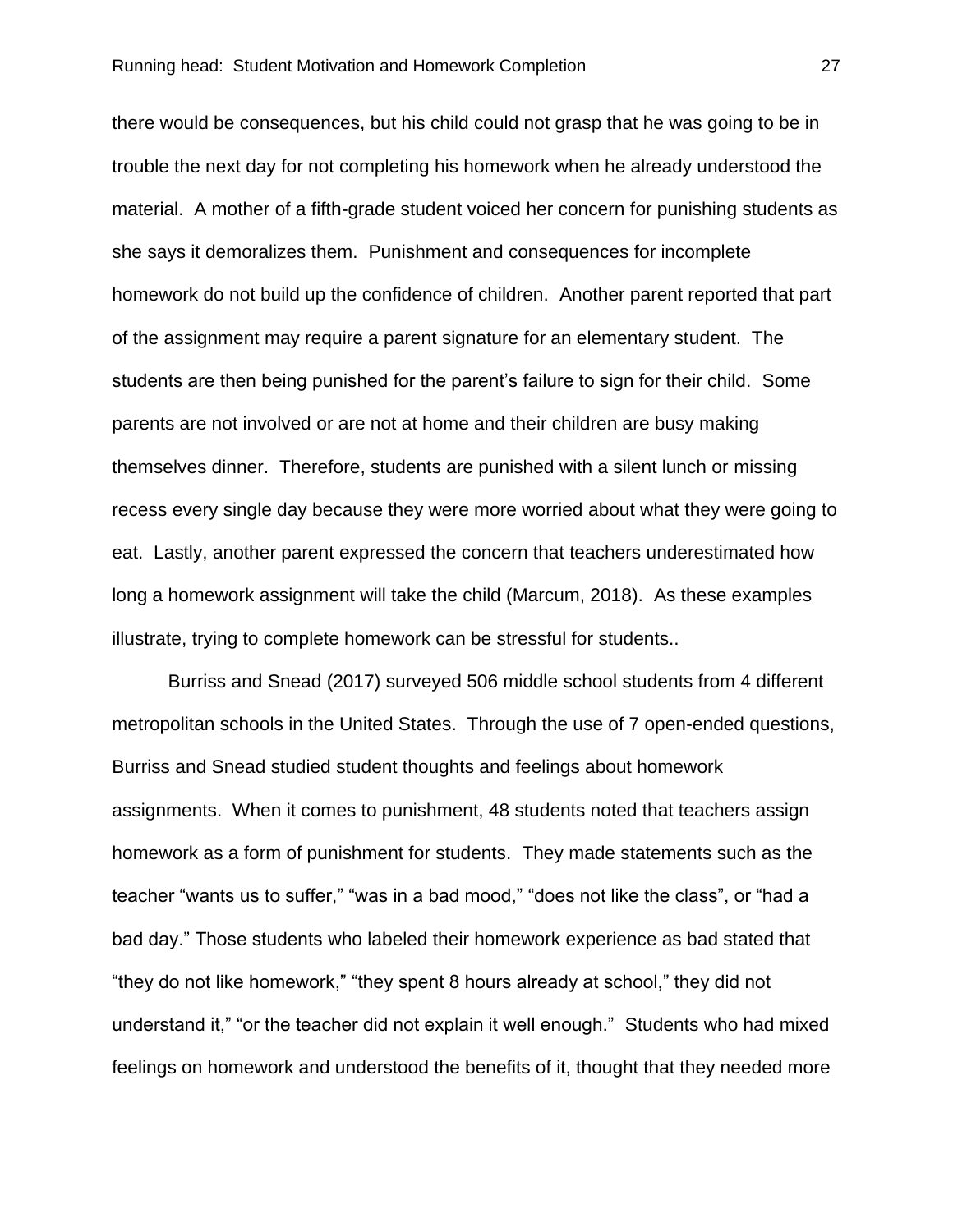there would be consequences, but his child could not grasp that he was going to be in trouble the next day for not completing his homework when he already understood the material. A mother of a fifth-grade student voiced her concern for punishing students as she says it demoralizes them. Punishment and consequences for incomplete homework do not build up the confidence of children. Another parent reported that part of the assignment may require a parent signature for an elementary student. The students are then being punished for the parent's failure to sign for their child. Some parents are not involved or are not at home and their children are busy making themselves dinner. Therefore, students are punished with a silent lunch or missing recess every single day because they were more worried about what they were going to eat. Lastly, another parent expressed the concern that teachers underestimated how long a homework assignment will take the child (Marcum, 2018). As these examples illustrate, trying to complete homework can be stressful for students..

Burriss and Snead (2017) surveyed 506 middle school students from 4 different metropolitan schools in the United States. Through the use of 7 open-ended questions, Burriss and Snead studied student thoughts and feelings about homework assignments. When it comes to punishment, 48 students noted that teachers assign homework as a form of punishment for students. They made statements such as the teacher "wants us to suffer," "was in a bad mood," "does not like the class", or "had a bad day." Those students who labeled their homework experience as bad stated that "they do not like homework," "they spent 8 hours already at school," they did not understand it," "or the teacher did not explain it well enough." Students who had mixed feelings on homework and understood the benefits of it, thought that they needed more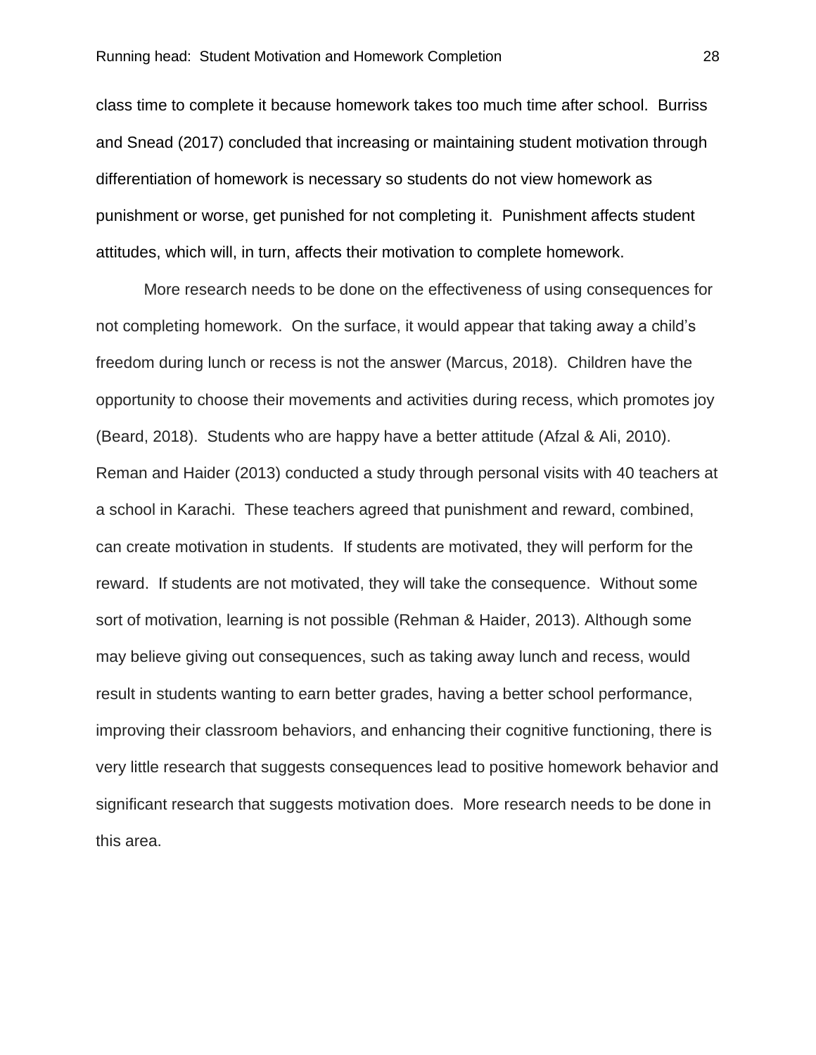class time to complete it because homework takes too much time after school. Burriss and Snead (2017) concluded that increasing or maintaining student motivation through differentiation of homework is necessary so students do not view homework as punishment or worse, get punished for not completing it. Punishment affects student attitudes, which will, in turn, affects their motivation to complete homework.

More research needs to be done on the effectiveness of using consequences for not completing homework. On the surface, it would appear that taking away a child's freedom during lunch or recess is not the answer (Marcus, 2018). Children have the opportunity to choose their movements and activities during recess, which promotes joy (Beard, 2018). Students who are happy have a better attitude (Afzal & Ali, 2010). Reman and Haider (2013) conducted a study through personal visits with 40 teachers at a school in Karachi. These teachers agreed that punishment and reward, combined, can create motivation in students. If students are motivated, they will perform for the reward. If students are not motivated, they will take the consequence. Without some sort of motivation, learning is not possible (Rehman & Haider, 2013). Although some may believe giving out consequences, such as taking away lunch and recess, would result in students wanting to earn better grades, having a better school performance, improving their classroom behaviors, and enhancing their cognitive functioning, there is very little research that suggests consequences lead to positive homework behavior and significant research that suggests motivation does. More research needs to be done in this area.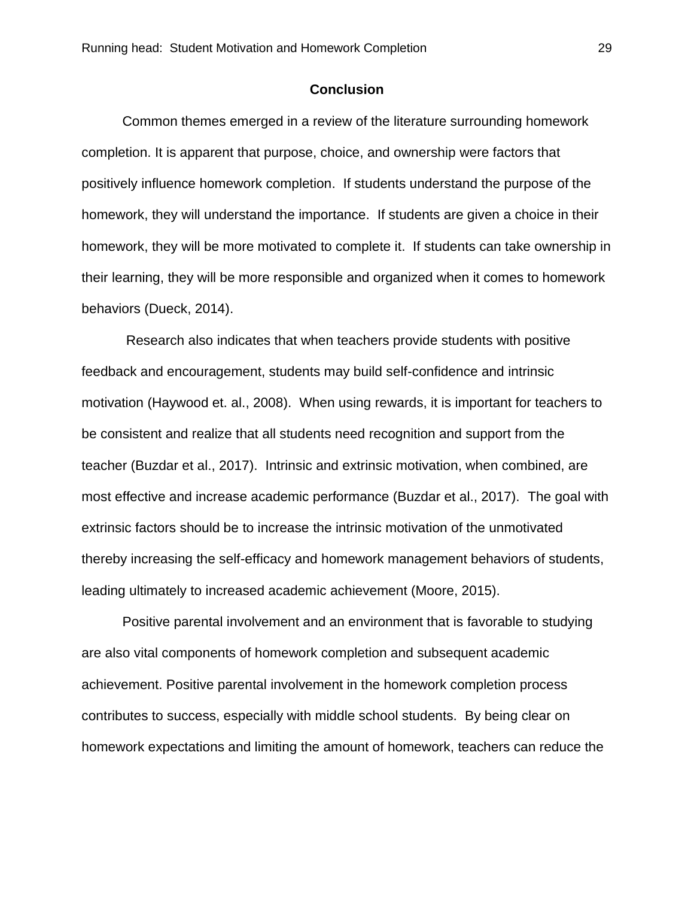## Conclusion

Common themes emerged in a review of the literature surrounding homework completion. It is apparent that purpose, choice, and ownership were factors that positively influence homework completion. If students understand the purpose of the homework, they will understand the importance. If students are given a choice in their homework, they will be more motivated to complete it. If students can take ownership in their learning, they will be more responsible and organized when it comes to homework behaviors (Dueck, 2014).

Research also indicates that when teachers provide students with positive feedback and encouragement, students may build self-confidence and intrinsic motivation (Haywood et. al., 2008). When using rewards, it is important for teachers to be consistent and realize that all students need recognition and support from the teacher (Buzdar et al., 2017). Intrinsic and extrinsic motivation, when combined, are most effective and increase academic performance (Buzdar et al., 2017). The goal with extrinsic factors should be to increase the intrinsic motivation of the unmotivated thereby increasing the self-efficacy and homework management behaviors of students, leading ultimately to increased academic achievement (Moore, 2015).

Positive parental involvement and an environment that is favorable to studying are also vital components of homework completion and subsequent academic achievement. Positive parental involvement in the homework completion process contributes to success, especially with middle school students. By being clear on homework expectations and limiting the amount of homework, teachers can reduce the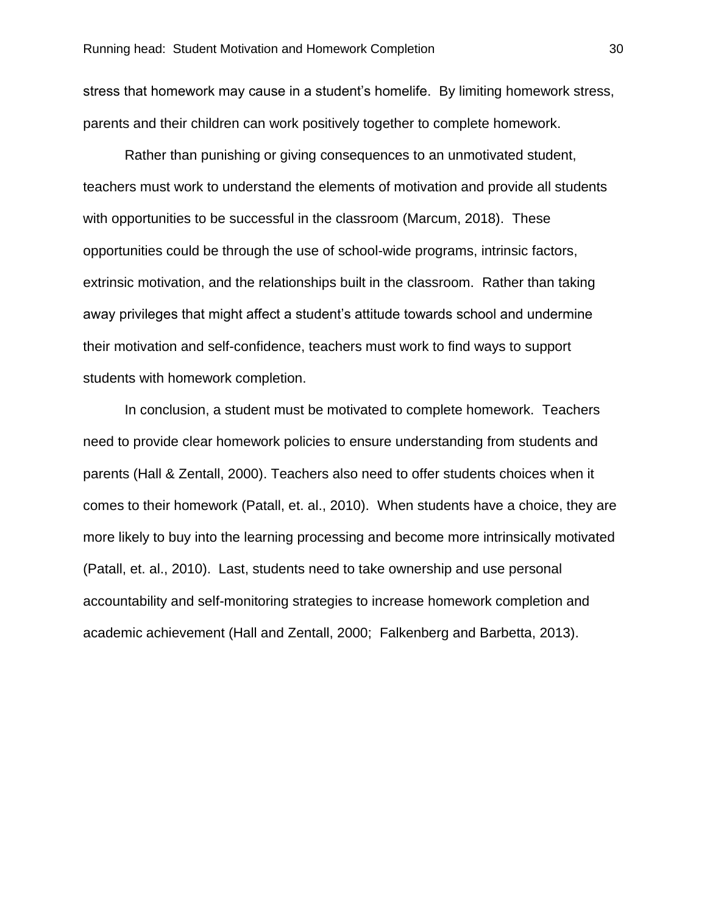stress that homework may cause in a student's homelife.  By limiting homework stress, parents and their children can work positively together to complete homework.

Rather than punishing or giving consequences to an unmotivated student, teachers must work to understand the elements of motivation and provide all students with opportunities to be successful in the classroom (Marcum, 2018).  These opportunities could be through the use of school-wide programs, intrinsic factors, extrinsic motivation, and the relationships built in the classroom.  Rather than taking away privileges that might affect a student's attitude towards school and undermine their motivation and self-confidence, teachers must work to find ways to support students with homework completion.

In conclusion, a student must be motivated to complete homework.  Teachers need to provide clear homework policies to ensure understanding from students and parents (Hall & Zentall, 2000). Teachers also need to offer students choices when it comes to their homework (Patall, et. al., 2010).  When students have a choice, they are more likely to buy into the learning processing and become more intrinsically motivated (Patall, et. al., 2010).  Last, students need to take ownership and use personal accountability and self-monitoring strategies to increase homework completion and academic achievement (Hall and Zentall, 2000;  Falkenberg and Barbetta, 2013).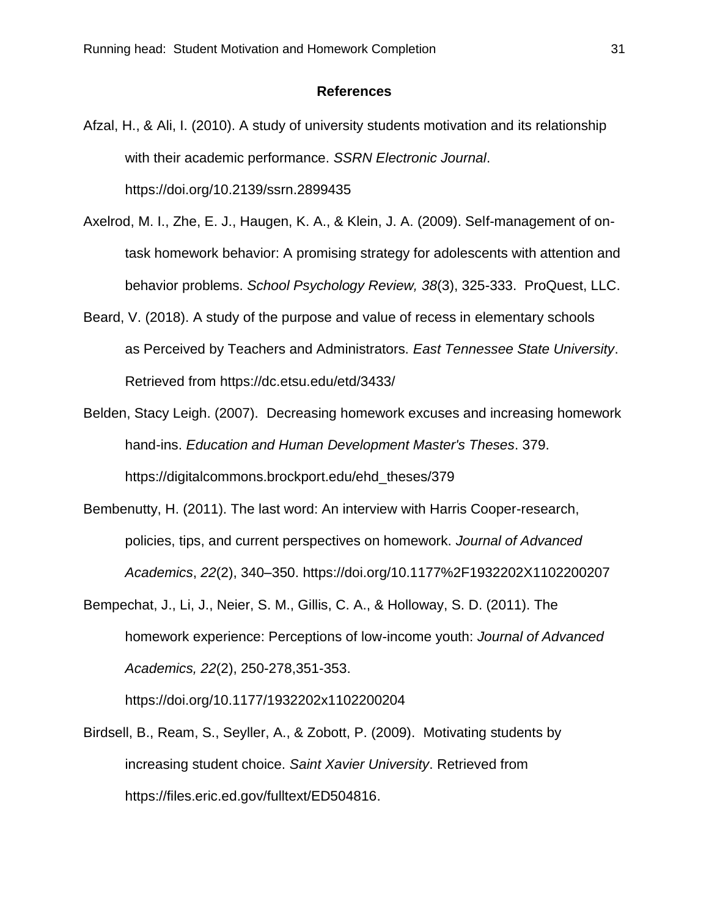## References

Afzal, H., & Ali, I. (2010). A study of university students motivation and its relationship with their academic performance. *SSRN Electronic Journal*. https://doi.org/10.2139/ssrn.2899435

Axelrod, M. I., Zhe, E. J., Haugen, K. A., & Klein, J. A. (2009). Self-management of on-task homework behavior: A promising strategy for adolescents with attention and behavior problems. *School Psychology Review, 38*(3), 325-333. ProQuest, LLC.

Beard, V. (2018). A study of the purpose and value of recess in elementary schools as Perceived by Teachers and Administrators. *East Tennessee State University*. Retrieved from https://dc.etsu.edu/etd/3433/

Belden, Stacy Leigh. (2007). Decreasing homework excuses and increasing homework hand-ins. *Education and Human Development Master's Theses*. 379. https://digitalcommons.brockport.edu/ehd_theses/379

Bembenutty, H. (2011). The last word: An interview with Harris Cooper-research, policies, tips, and current perspectives on homework. *Journal of Advanced Academics*, *22*(2), 340–350. https://doi.org/10.1177%2F1932202X1102200207

Bempechat, J., Li, J., Neier, S. M., Gillis, C. A., & Holloway, S. D. (2011). The homework experience: Perceptions of low-income youth: *Journal of Advanced Academics, 22*(2), 250-278,351-353. https://doi.org/10.1177/1932202x1102200204

Birdsell, B., Ream, S., Seyller, A., & Zobott, P. (2009). Motivating students by increasing student choice. *Saint Xavier University*. Retrieved from https://files.eric.ed.gov/fulltext/ED504816.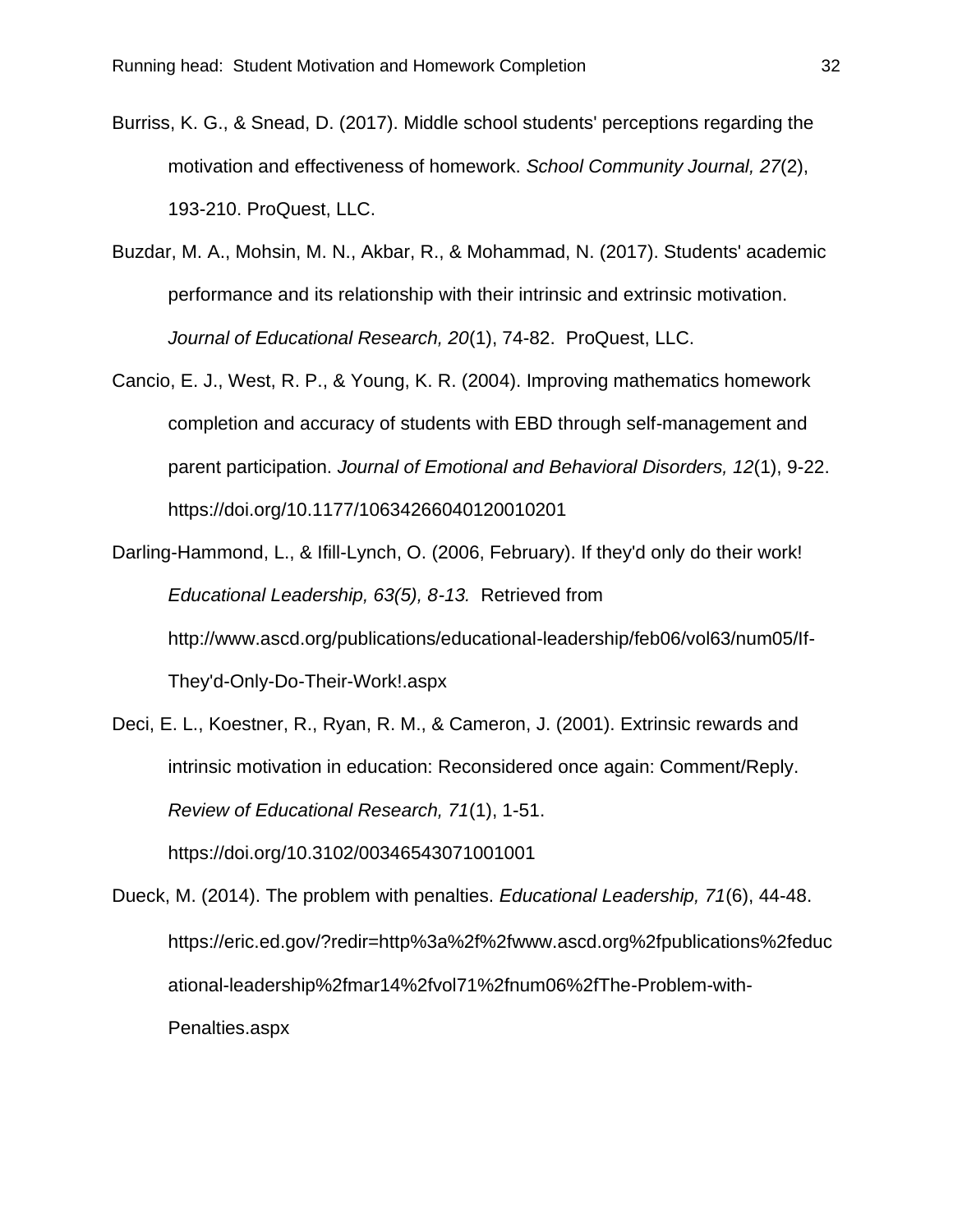Burriss, K. G., & Snead, D. (2017). Middle school students' perceptions regarding the motivation and effectiveness of homework. *School Community Journal, 27*(2), 193-210. ProQuest, LLC.

Buzdar, M. A., Mohsin, M. N., Akbar, R., & Mohammad, N. (2017). Students' academic performance and its relationship with their intrinsic and extrinsic motivation. *Journal of Educational Research, 20*(1), 74-82. ProQuest, LLC.

Cancio, E. J., West, R. P., & Young, K. R. (2004). Improving mathematics homework completion and accuracy of students with EBD through self-management and parent participation. *Journal of Emotional and Behavioral Disorders, 12*(1), 9-22. https://doi.org/10.1177/10634266040120010201

Darling-Hammond, L., & Ifill-Lynch, O. (2006, February). If they'd only do their work! *Educational Leadership, 63(5), 8-13.* Retrieved from http://www.ascd.org/publications/educational-leadership/feb06/vol63/num05/If-They'd-Only-Do-Their-Work!.aspx

Deci, E. L., Koestner, R., Ryan, R. M., & Cameron, J. (2001). Extrinsic rewards and intrinsic motivation in education: Reconsidered once again: Comment/Reply. *Review of Educational Research, 71*(1), 1-51. https://doi.org/10.3102/00346543071001001

Dueck, M. (2014). The problem with penalties. *Educational Leadership, 71*(6), 44-48. https://eric.ed.gov/?redir=http%3a%2f%2fwww.ascd.org%2fpublications%2feducational-leadership%2fmar14%2fvol71%2fnum06%2fThe-Problem-with-Penalties.aspx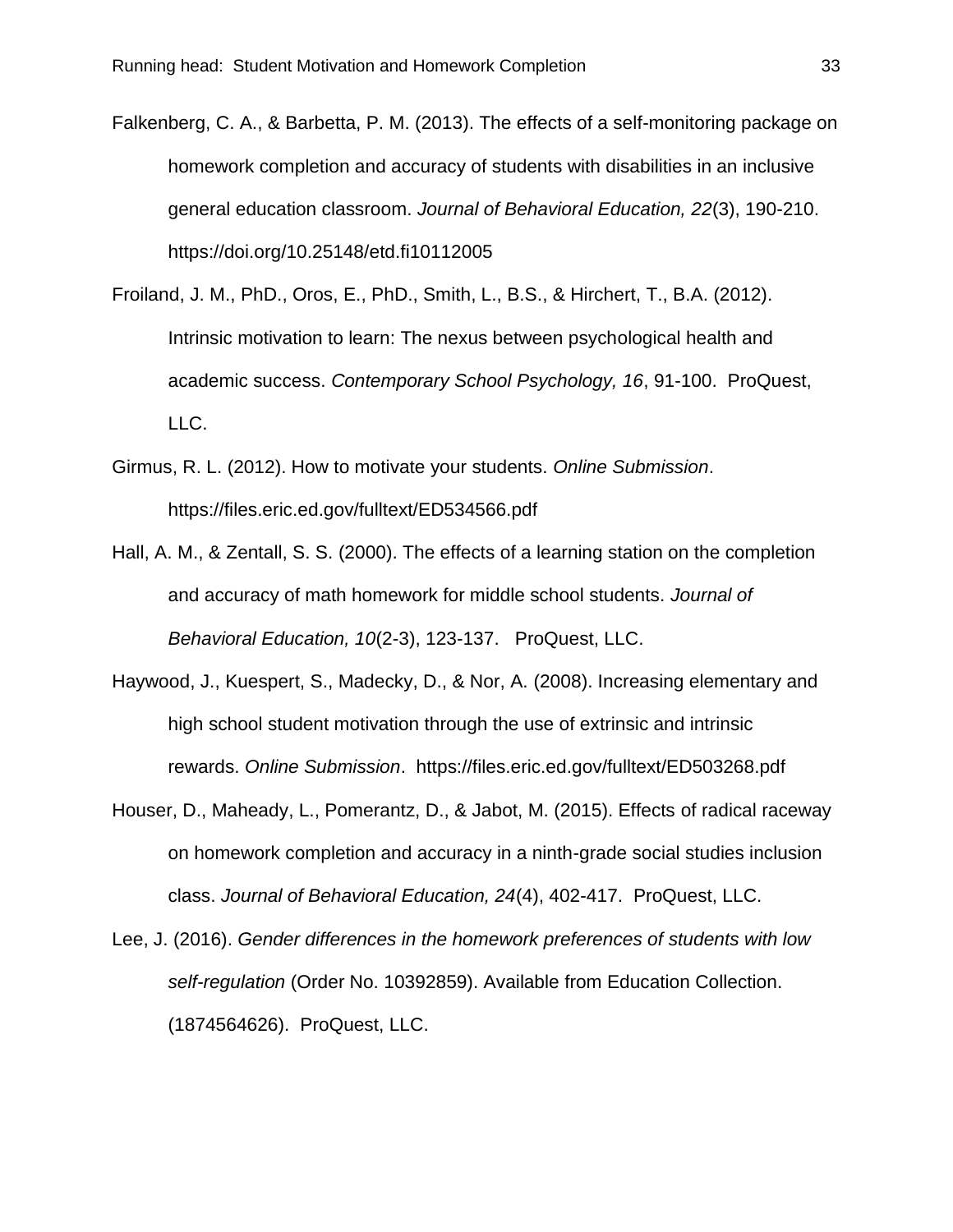Falkenberg, C. A., & Barbetta, P. M. (2013). The effects of a self-monitoring package on homework completion and accuracy of students with disabilities in an inclusive general education classroom. *Journal of Behavioral Education, 22*(3), 190-210. https://doi.org/10.25148/etd.fi10112005

Froiland, J. M., PhD., Oros, E., PhD., Smith, L., B.S., & Hirchert, T., B.A. (2012). Intrinsic motivation to learn: The nexus between psychological health and academic success. *Contemporary School Psychology, 16*, 91-100. ProQuest, LLC.

Girmus, R. L. (2012). How to motivate your students. *Online Submission*. https://files.eric.ed.gov/fulltext/ED534566.pdf

Hall, A. M., & Zentall, S. S. (2000). The effects of a learning station on the completion and accuracy of math homework for middle school students. *Journal of Behavioral Education, 10*(2-3), 123-137. ProQuest, LLC.

Haywood, J., Kuespert, S., Madecky, D., & Nor, A. (2008). Increasing elementary and high school student motivation through the use of extrinsic and intrinsic rewards. *Online Submission*. https://files.eric.ed.gov/fulltext/ED503268.pdf

Houser, D., Maheady, L., Pomerantz, D., & Jabot, M. (2015). Effects of radical raceway on homework completion and accuracy in a ninth-grade social studies inclusion class. *Journal of Behavioral Education, 24*(4), 402-417. ProQuest, LLC.

Lee, J. (2016). *Gender differences in the homework preferences of students with low self-regulation* (Order No. 10392859). Available from Education Collection. (1874564626). ProQuest, LLC.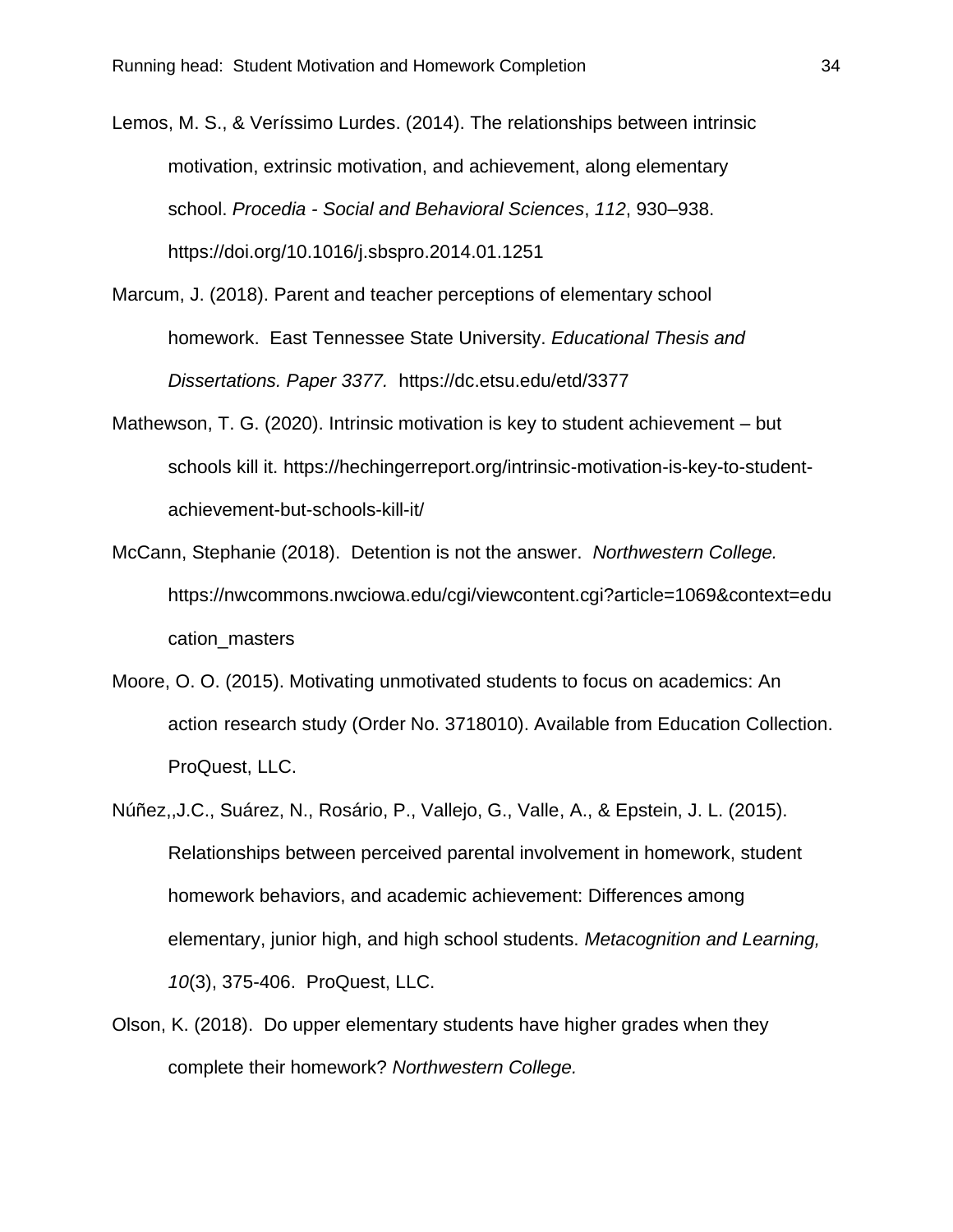Lemos, M. S., & Veríssimo Lurdes. (2014). The relationships between intrinsic motivation, extrinsic motivation, and achievement, along elementary school. *Procedia - Social and Behavioral Sciences*, *112*, 930–938. https://doi.org/10.1016/j.sbspro.2014.01.1251

Marcum, J. (2018). Parent and teacher perceptions of elementary school homework. East Tennessee State University. *Educational Thesis and Dissertations. Paper 3377.* https://dc.etsu.edu/etd/3377

Mathewson, T. G. (2020). Intrinsic motivation is key to student achievement – but schools kill it. https://hechingerreport.org/intrinsic-motivation-is-key-to-student-achievement-but-schools-kill-it/

McCann, Stephanie (2018). Detention is not the answer. *Northwestern College.* https://nwcommons.nwciowa.edu/cgi/viewcontent.cgi?article=1069&context=education_masters

Moore, O. O. (2015). Motivating unmotivated students to focus on academics: An action research study (Order No. 3718010). Available from Education Collection. ProQuest, LLC.

Núñez,,J.C., Suárez, N., Rosário, P., Vallejo, G., Valle, A., & Epstein, J. L. (2015). Relationships between perceived parental involvement in homework, student homework behaviors, and academic achievement: Differences among elementary, junior high, and high school students. *Metacognition and Learning, 10*(3), 375-406. ProQuest, LLC.

Olson, K. (2018). Do upper elementary students have higher grades when they complete their homework? *Northwestern College.*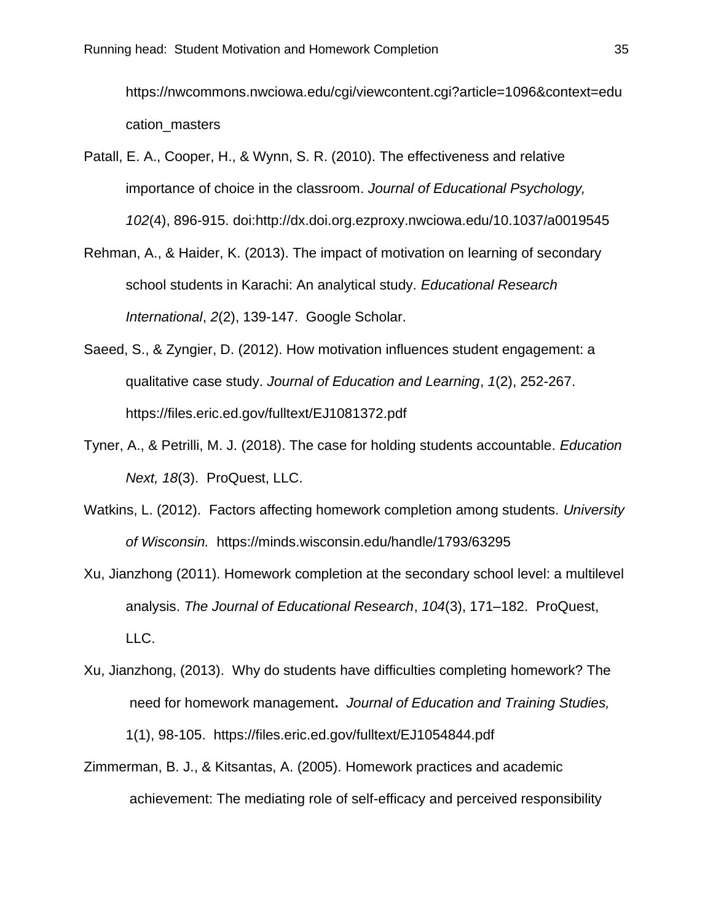https://nwcommons.nwciowa.edu/cgi/viewcontent.cgi?article=1096&context=education_masters

Patall, E. A., Cooper, H., & Wynn, S. R. (2010). The effectiveness and relative importance of choice in the classroom. *Journal of Educational Psychology, 102*(4), 896-915. doi:http://dx.doi.org.ezproxy.nwciowa.edu/10.1037/a0019545

Rehman, A., & Haider, K. (2013). The impact of motivation on learning of secondary school students in Karachi: An analytical study. *Educational Research International*, *2*(2), 139-147. Google Scholar.

Saeed, S., & Zyngier, D. (2012). How motivation influences student engagement: a qualitative case study. *Journal of Education and Learning*, *1*(2), 252-267. https://files.eric.ed.gov/fulltext/EJ1081372.pdf

Tyner, A., & Petrilli, M. J. (2018). The case for holding students accountable. *Education Next, 18*(3). ProQuest, LLC.

Watkins, L. (2012). Factors affecting homework completion among students. *University of Wisconsin.* https://minds.wisconsin.edu/handle/1793/63295

Xu, Jianzhong (2011). Homework completion at the secondary school level: a multilevel analysis. *The Journal of Educational Research*, *104*(3), 171–182. ProQuest, LLC.

Xu, Jianzhong, (2013). Why do students have difficulties completing homework? The need for homework management**.** *Journal of Education and Training Studies,* 1(1), 98-105. https://files.eric.ed.gov/fulltext/EJ1054844.pdf

Zimmerman, B. J., & Kitsantas, A. (2005). Homework practices and academic achievement: The mediating role of self-efficacy and perceived responsibility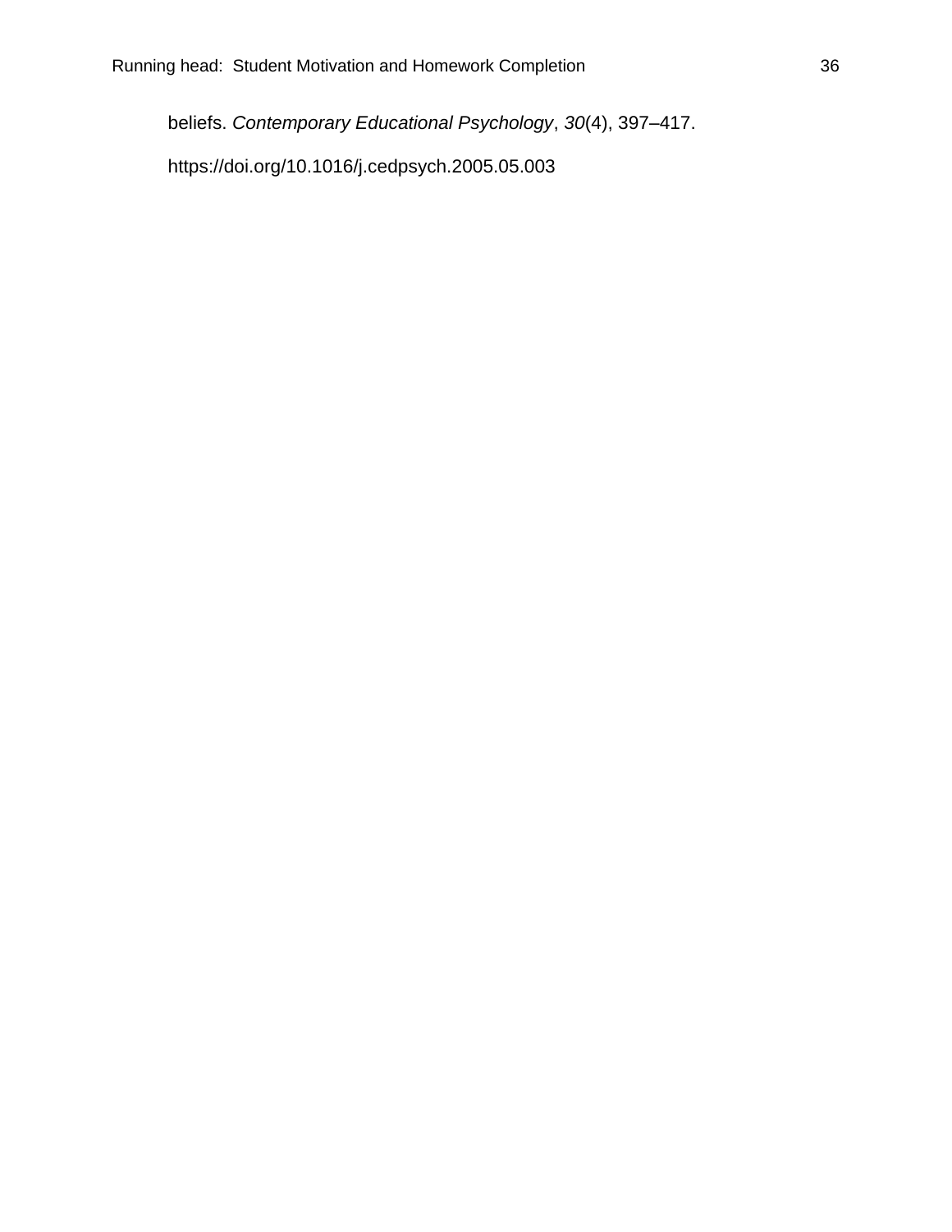beliefs. *Contemporary Educational Psychology*, *30*(4), 397–417. https://doi.org/10.1016/j.cedpsych.2005.05.003